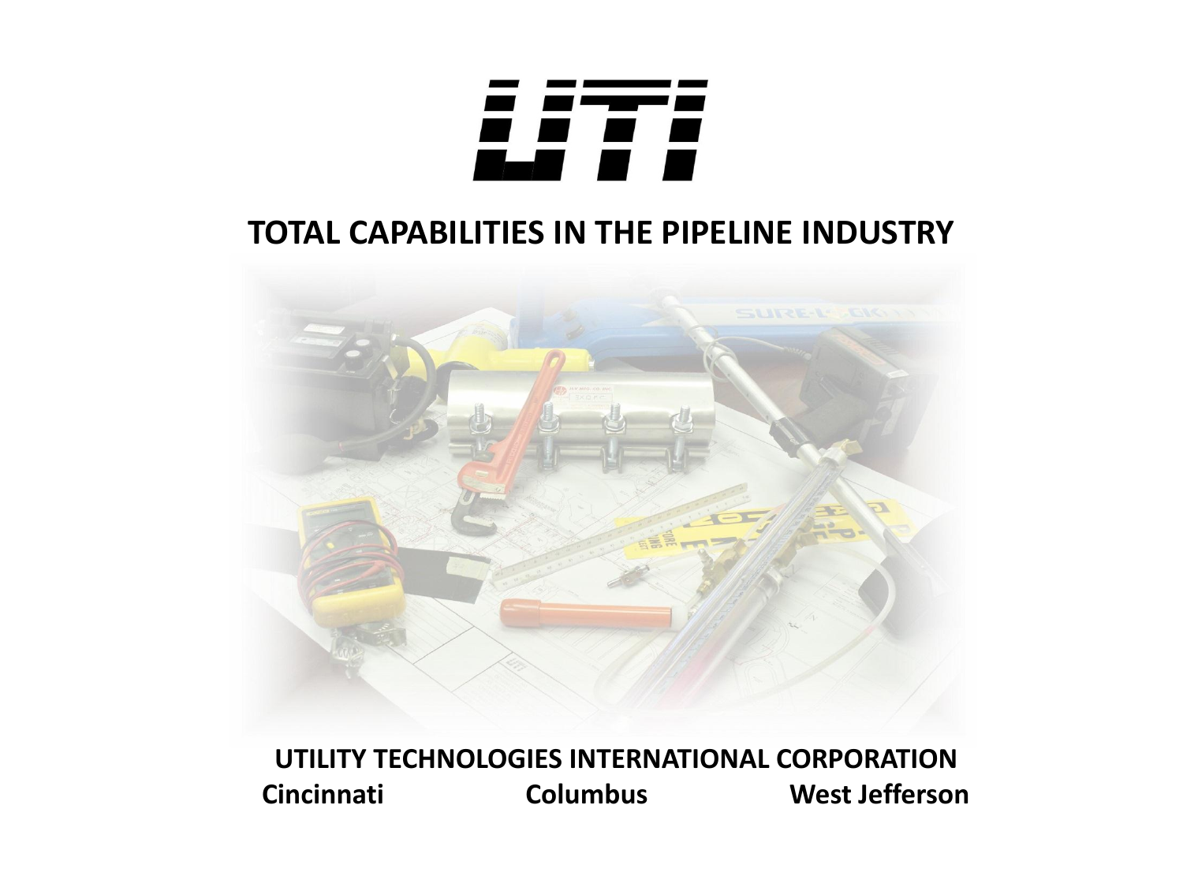# UTI

## TOTAL CAPABILITIES IN THE PIPELINE INDUSTRY

**UTILITY TECHNOLOGIES INTERNATIONAL CORPORATION**

**Cincinnati Columbus West Jefferson**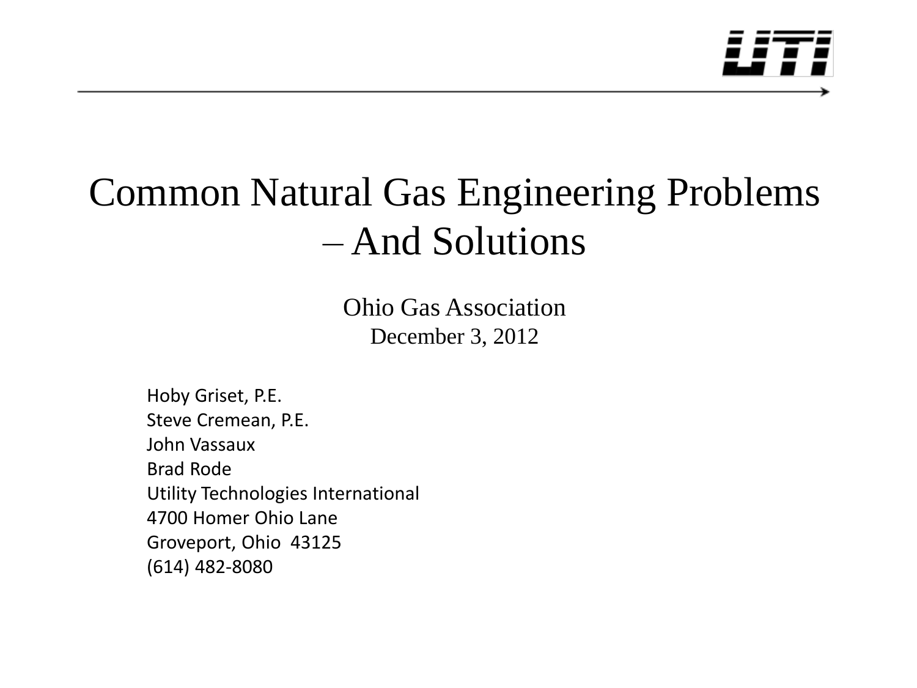# Common Natural Gas Engineering Problems – And Solutions

Ohio Gas Association
December 3, 2012

Hoby Griset, P.E.
Steve Cremean, P.E.
John Vassaux
Brad Rode
Utility Technologies International
4700 Homer Ohio Lane
Groveport, Ohio 43125
(614) 482-8080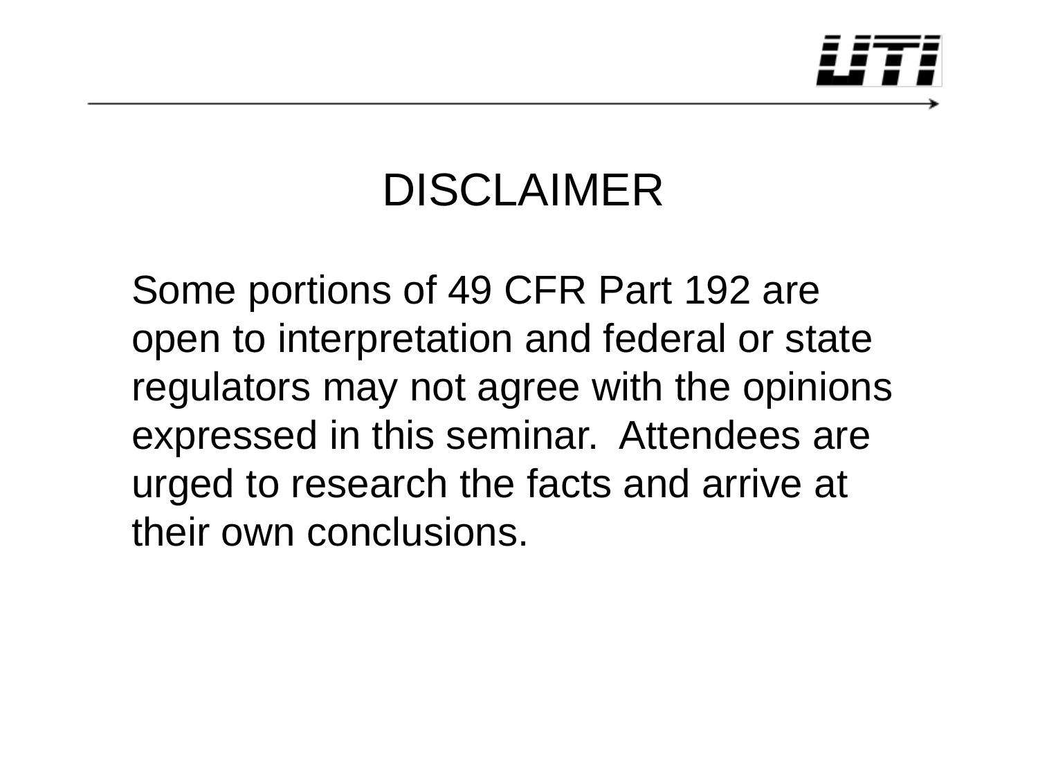# DISCLAIMER

Some portions of 49 CFR Part 192 are open to interpretation and federal or state regulators may not agree with the opinions expressed in this seminar. Attendees are urged to research the facts and arrive at their own conclusions.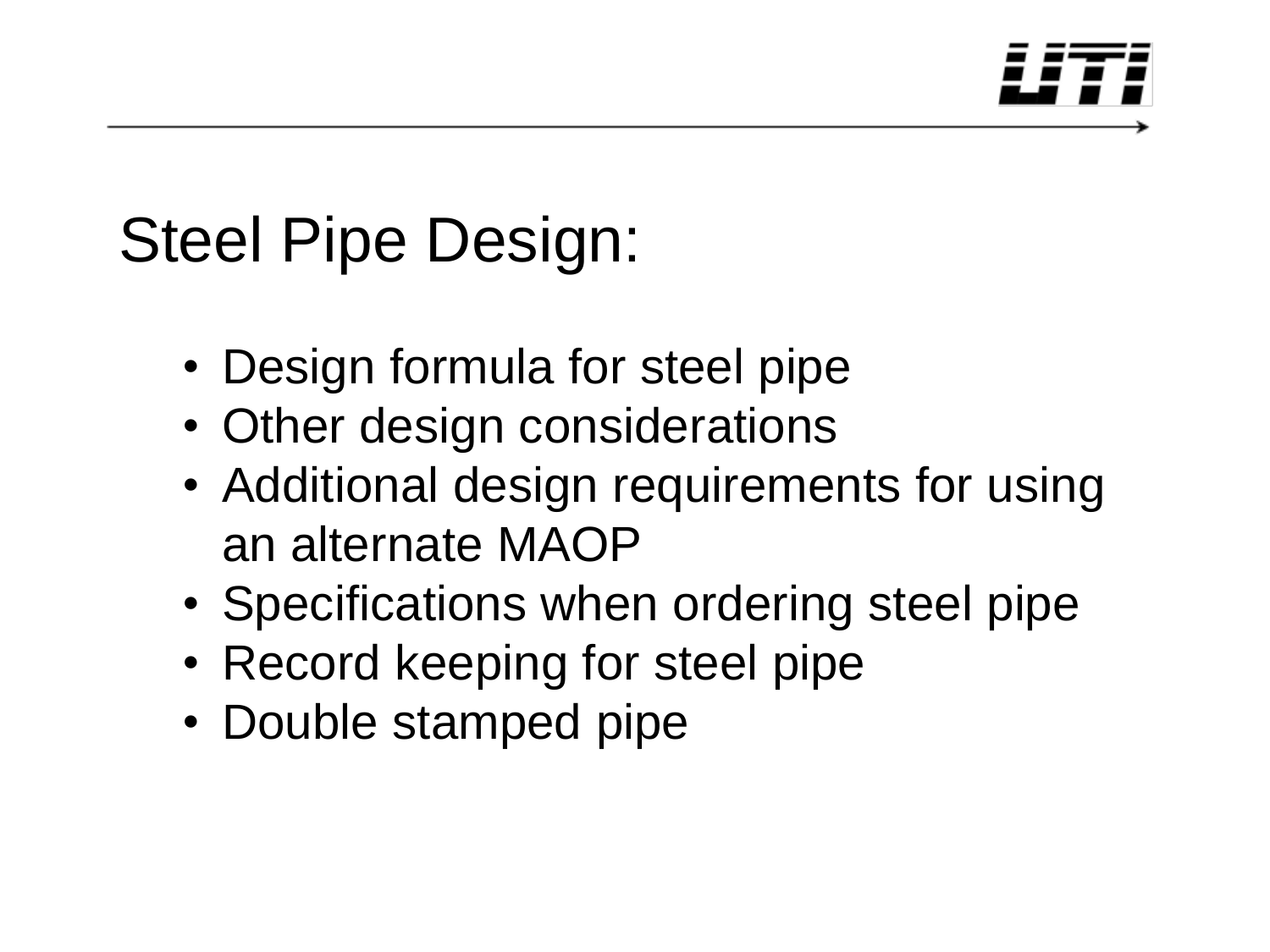# Steel Pipe Design:

- Design formula for steel pipe
- Other design considerations
- Additional design requirements for using an alternate MAOP
- Specifications when ordering steel pipe
- Record keeping for steel pipe
- Double stamped pipe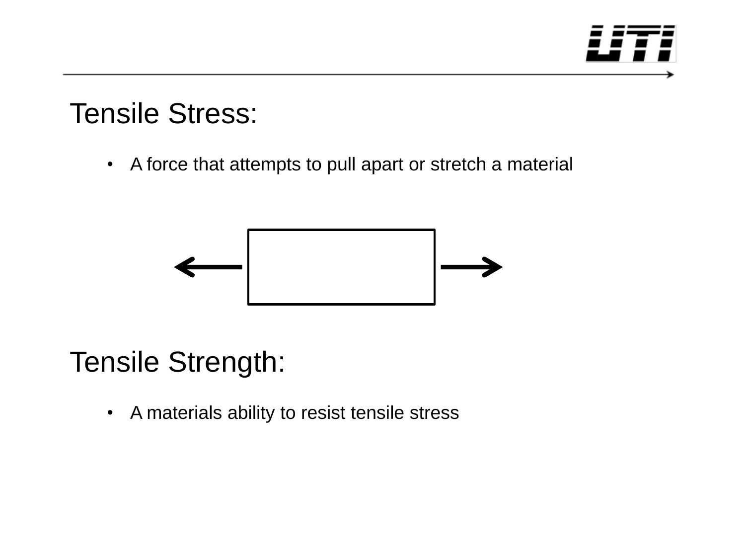## Tensile Stress:

- A force that attempts to pull apart or stretch a material

## Tensile Strength:

- A materials ability to resist tensile stress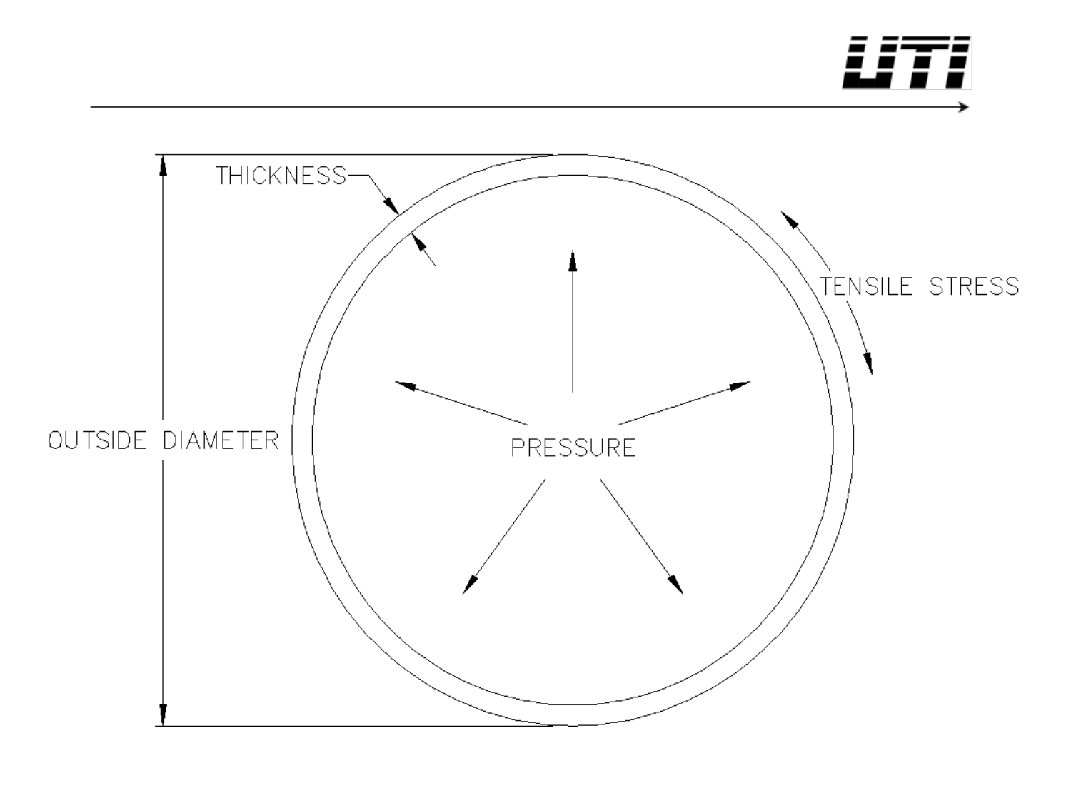THICKNESS

TENSILE STRESS

OUTSIDE DIAMETER

PRESSURE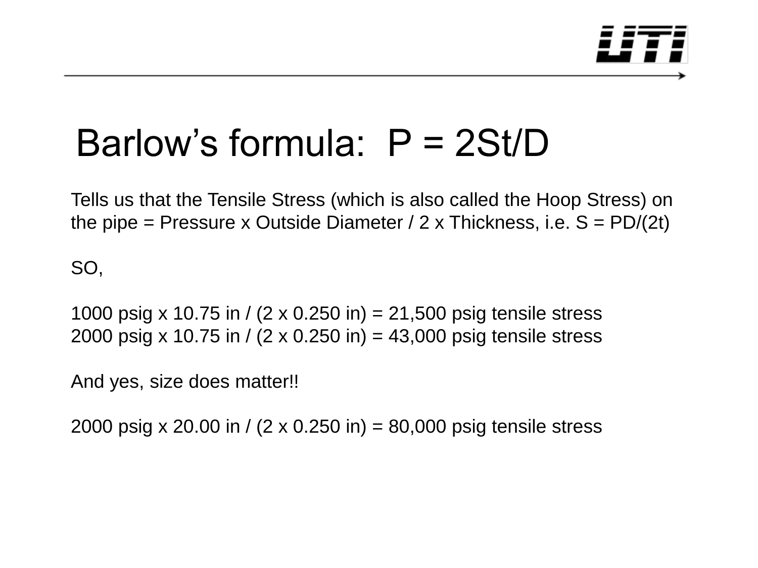# Barlow's formula: $P = 2St/D$

Tells us that the Tensile Stress (which is also called the Hoop Stress) on the pipe = Pressure x Outside Diameter / 2 x Thickness, i.e. $S = PD/(2t)$

SO,

1000 psig x 10.75 in / (2 x 0.250 in) = 21,500 psig tensile stress
2000 psig x 10.75 in / (2 x 0.250 in) = 43,000 psig tensile stress

And yes, size does matter!!

2000 psig x 20.00 in / (2 x 0.250 in) = 80,000 psig tensile stress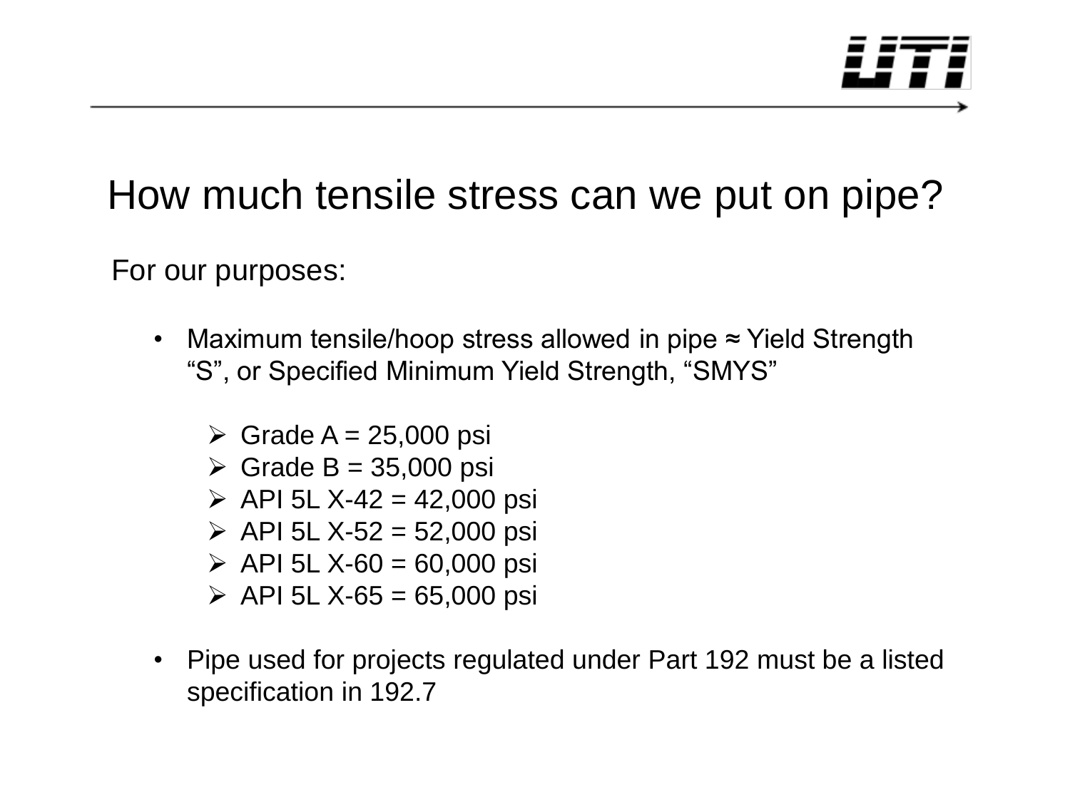# How much tensile stress can we put on pipe?

For our purposes:

- Maximum tensile/hoop stress allowed in pipe ≈ Yield Strength "S", or Specified Minimum Yield Strength, "SMYS"
  - Grade A = 25,000 psi
  - Grade B = 35,000 psi
  - API 5L X-42 = 42,000 psi
  - API 5L X-52 = 52,000 psi
  - API 5L X-60 = 60,000 psi
  - API 5L X-65 = 65,000 psi
- Pipe used for projects regulated under Part 192 must be a listed specification in 192.7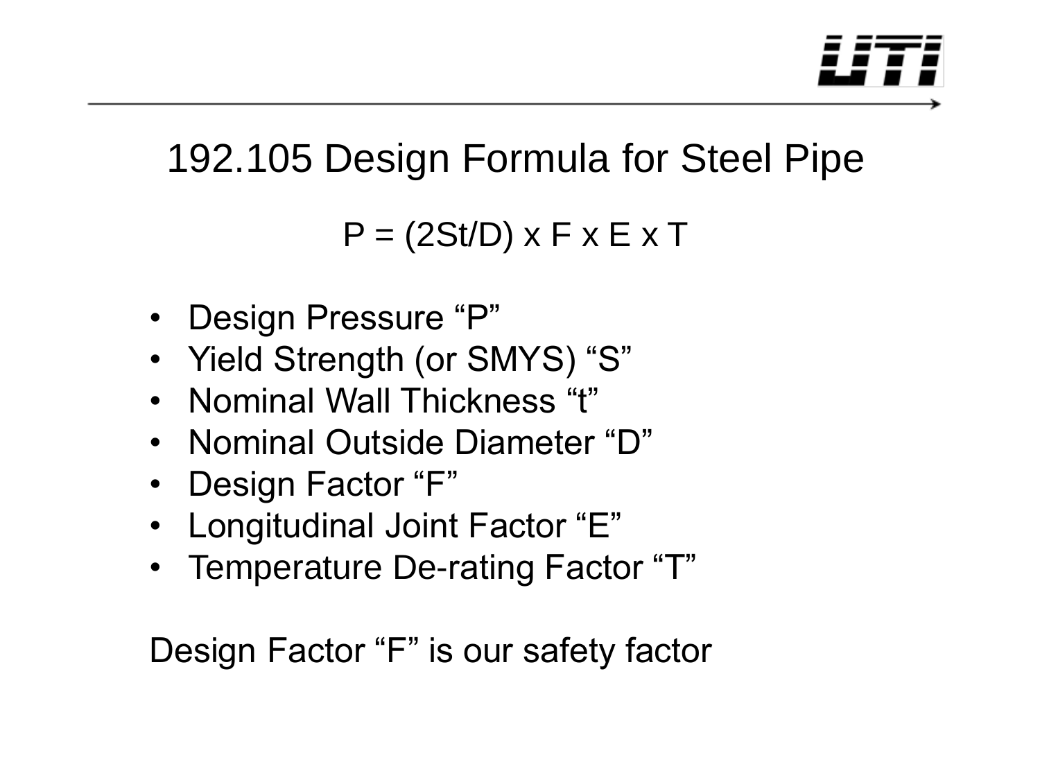# 192.105 Design Formula for Steel Pipe

$$P = (2St/D) \times F \times E \times T$$

- Design Pressure “P”
- Yield Strength (or SMYS) “S”
- Nominal Wall Thickness “t”
- Nominal Outside Diameter “D”
- Design Factor “F”
- Longitudinal Joint Factor “E”
- Temperature De-rating Factor “T”

Design Factor “F” is our safety factor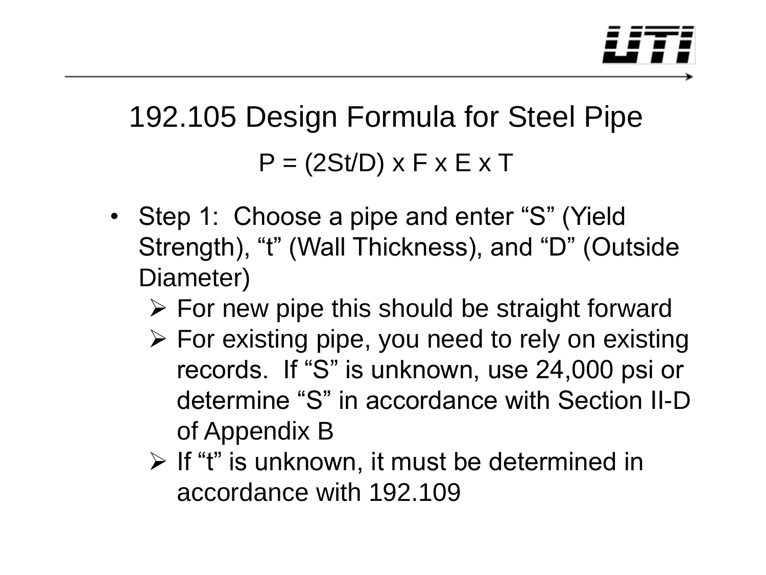# 192.105 Design Formula for Steel Pipe

$$P = (2St/D) \times F \times E \times T$$

- Step 1: Choose a pipe and enter “S” (Yield Strength), “t” (Wall Thickness), and “D” (Outside Diameter)
  - For new pipe this should be straight forward
  - For existing pipe, you need to rely on existing records. If “S” is unknown, use 24,000 psi or determine “S” in accordance with Section II-D of Appendix B
  - If “t” is unknown, it must be determined in accordance with 192.109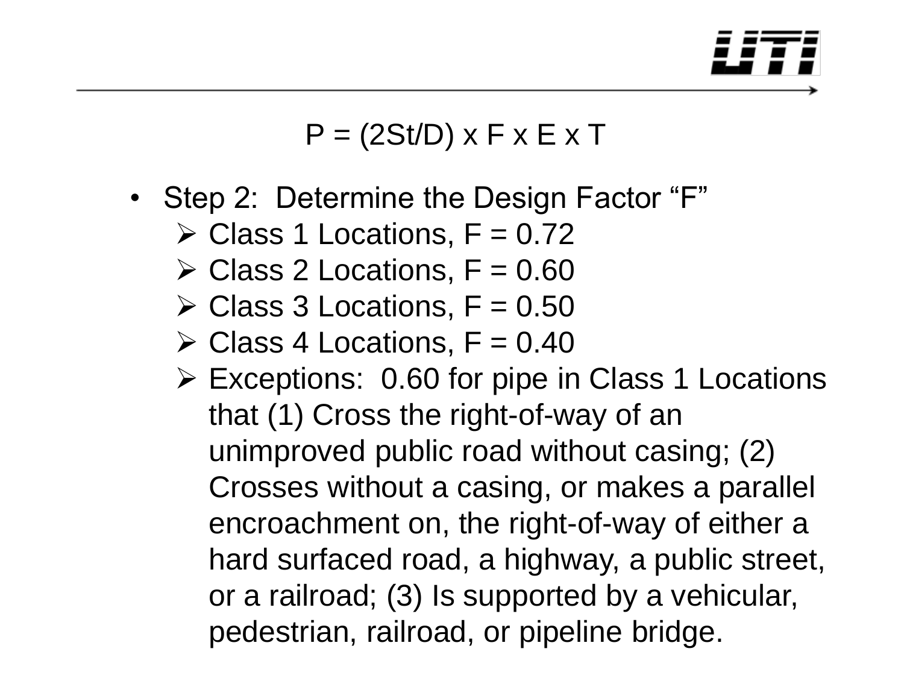$$P = (2St/D) \times F \times E \times T$$

- Step 2: Determine the Design Factor "F"
  - Class 1 Locations, F = 0.72
  - Class 2 Locations, F = 0.60
  - Class 3 Locations, F = 0.50
  - Class 4 Locations, F = 0.40
  - Exceptions: 0.60 for pipe in Class 1 Locations that (1) Cross the right-of-way of an unimproved public road without casing; (2) Crosses without a casing, or makes a parallel encroachment on, the right-of-way of either a hard surfaced road, a highway, a public street, or a railroad; (3) Is supported by a vehicular, pedestrian, railroad, or pipeline bridge.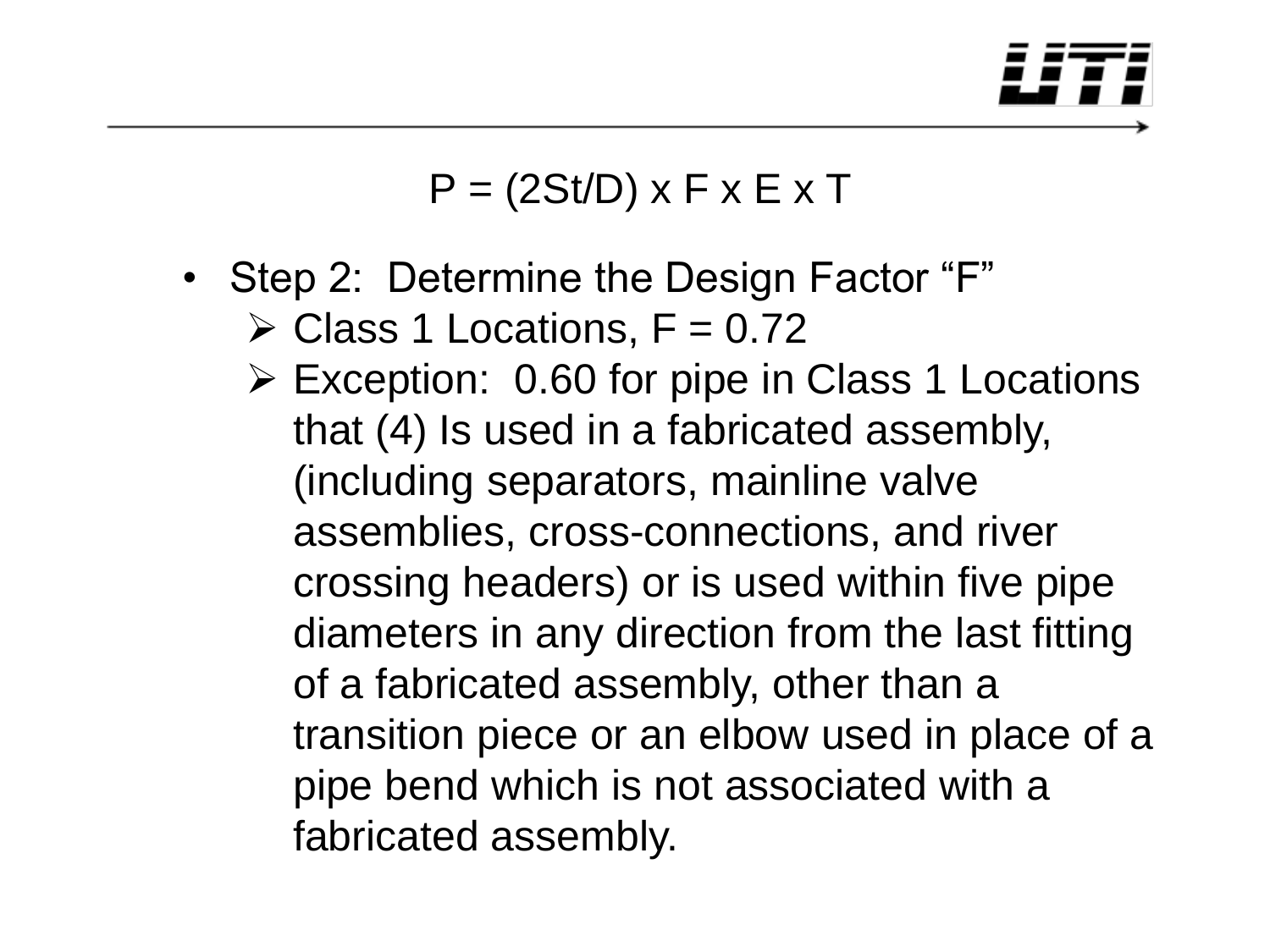$$P = (2St/D) \times F \times E \times T$$

- Step 2: Determine the Design Factor "F"
  - Class 1 Locations, F = 0.72
  - Exception: 0.60 for pipe in Class 1 Locations that (4) Is used in a fabricated assembly, (including separators, mainline valve assemblies, cross-connections, and river crossing headers) or is used within five pipe diameters in any direction from the last fitting of a fabricated assembly, other than a transition piece or an elbow used in place of a pipe bend which is not associated with a fabricated assembly.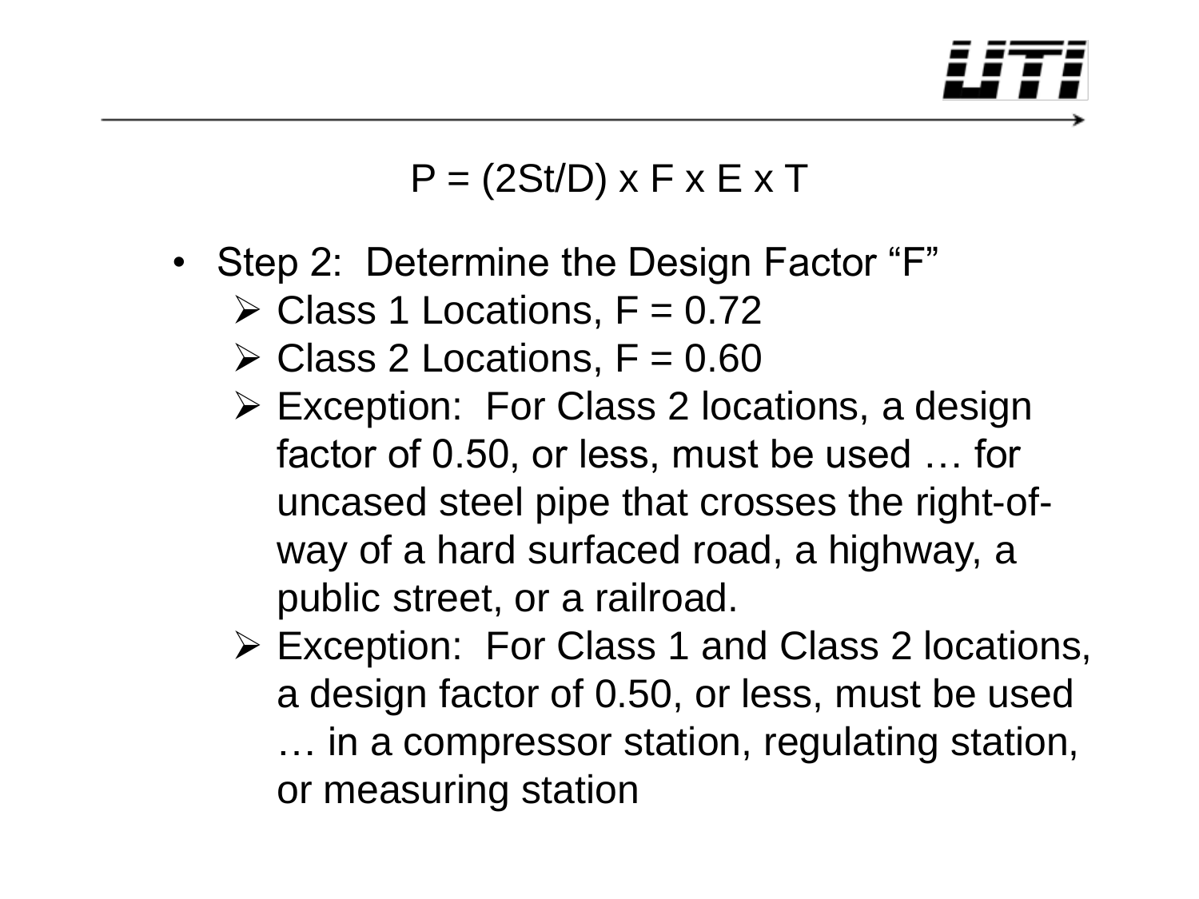$$P = (2St/D) \times F \times E \times T$$

- Step 2: Determine the Design Factor "F"
  - Class 1 Locations, F = 0.72
  - Class 2 Locations, F = 0.60
  - Exception: For Class 2 locations, a design factor of 0.50, or less, must be used … for uncased steel pipe that crosses the right-of-way of a hard surfaced road, a highway, a public street, or a railroad.
  - Exception: For Class 1 and Class 2 locations, a design factor of 0.50, or less, must be used … in a compressor station, regulating station, or measuring station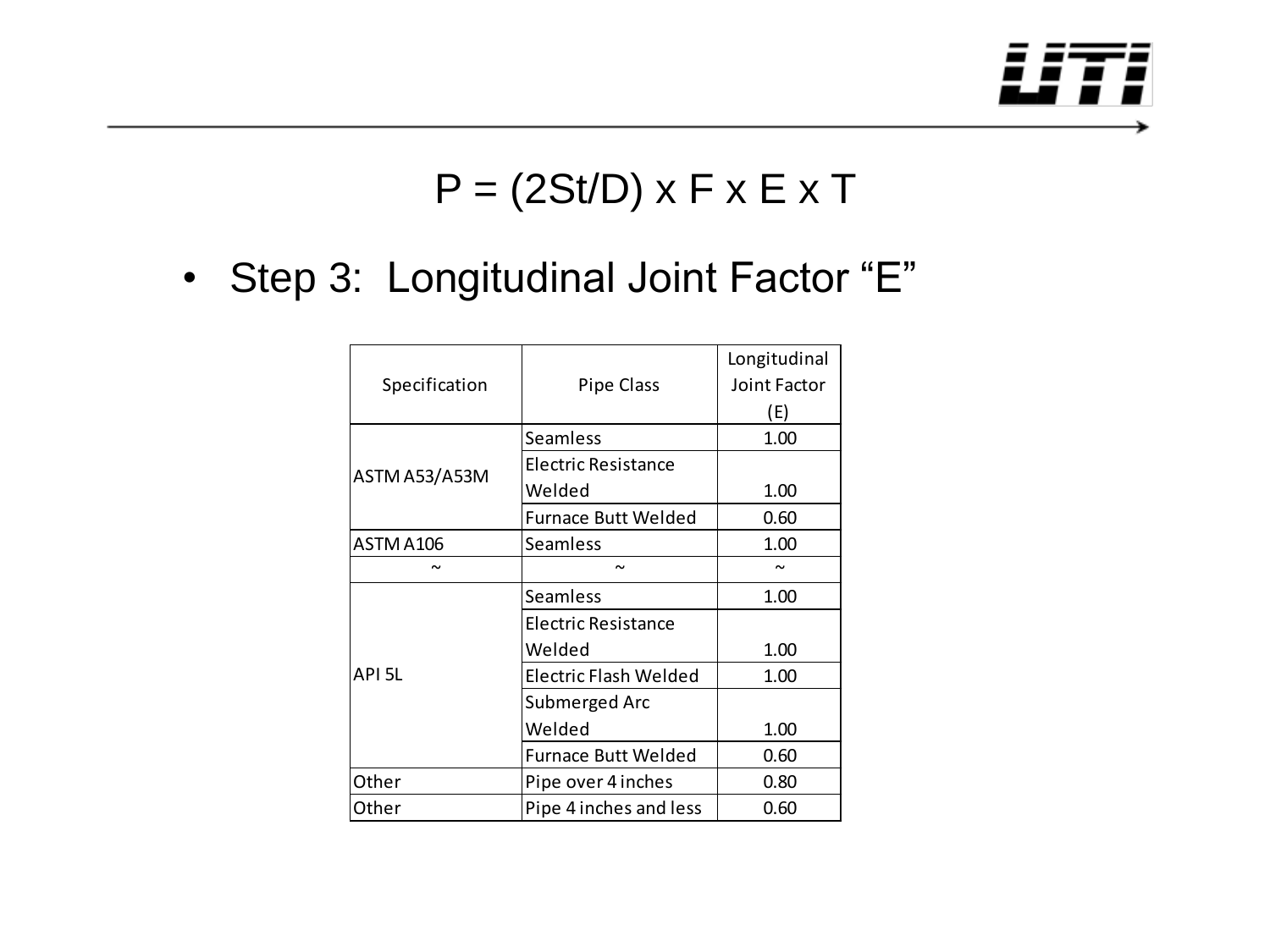$$P = (2St/D) \times F \times E \times T$$

- Step 3: Longitudinal Joint Factor "E"

| Specification | Pipe Class | Longitudinal Joint Factor (E) |
|---|---|---|
| ASTM A53/A53M | Seamless | 1.00 |
| | Electric Resistance Welded | 1.00 |
| | Furnace Butt Welded | 0.60 |
| ASTM A106 | Seamless | 1.00 |
| ~ | ~ | ~ |
| API 5L | Seamless | 1.00 |
| | Electric Resistance Welded | 1.00 |
| | Electric Flash Welded | 1.00 |
| | Submerged Arc Welded | 1.00 |
| | Furnace Butt Welded | 0.60 |
| Other | Pipe over 4 inches | 0.80 |
| Other | Pipe 4 inches and less | 0.60 |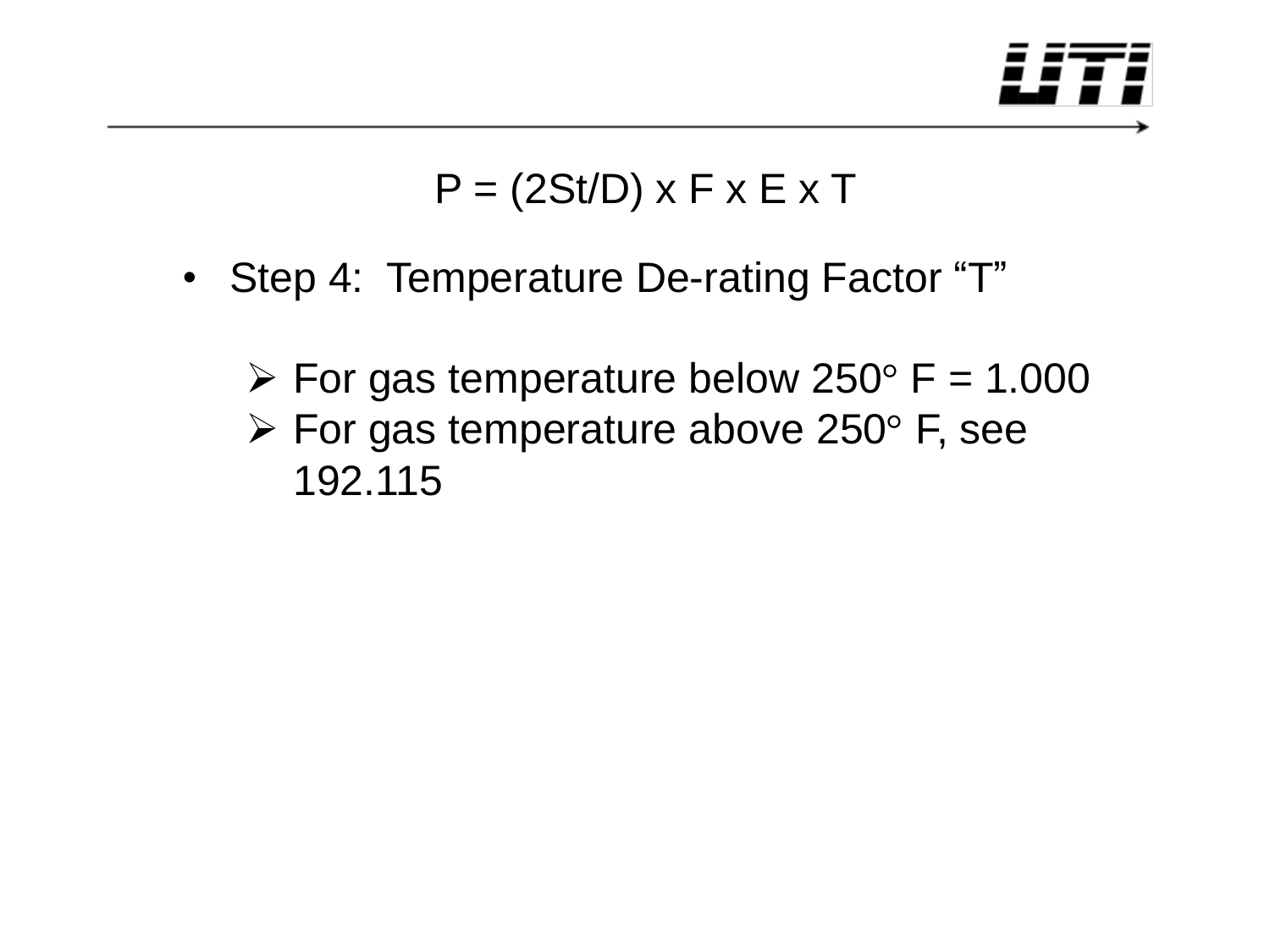$$P = (2St/D) \times F \times E \times T$$

- Step 4: Temperature De-rating Factor "T"
  - For gas temperature below 250° F = 1.000
  - For gas temperature above 250° F, see 192.115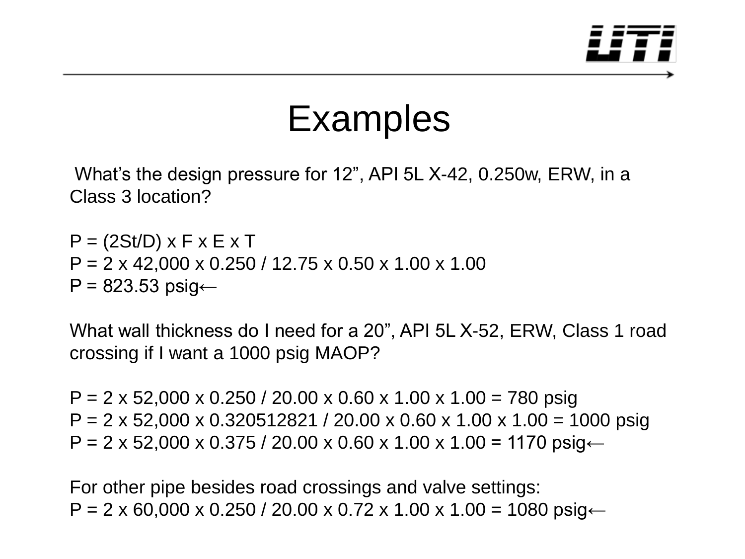# Examples

What's the design pressure for 12", API 5L X-42, 0.250w, ERW, in a Class 3 location?

$P = (2St/D) \times F \times E \times T$

$P = 2 \times 42{,}000 \times 0.250 / 12.75 \times 0.50 \times 1.00 \times 1.00$

$P = 823.53$ psig←

What wall thickness do I need for a 20", API 5L X-52, ERW, Class 1 road crossing if I want a 1000 psig MAOP?

$P = 2 \times 52{,}000 \times 0.250 / 20.00 \times 0.60 \times 1.00 \times 1.00 = 780$ psig

$P = 2 \times 52{,}000 \times 0.320512821 / 20.00 \times 0.60 \times 1.00 \times 1.00 = 1000$ psig

$P = 2 \times 52{,}000 \times 0.375 / 20.00 \times 0.60 \times 1.00 \times 1.00 = 1170$ psig←

For other pipe besides road crossings and valve settings:

$P = 2 \times 60{,}000 \times 0.250 / 20.00 \times 0.72 \times 1.00 \times 1.00 = 1080$ psig←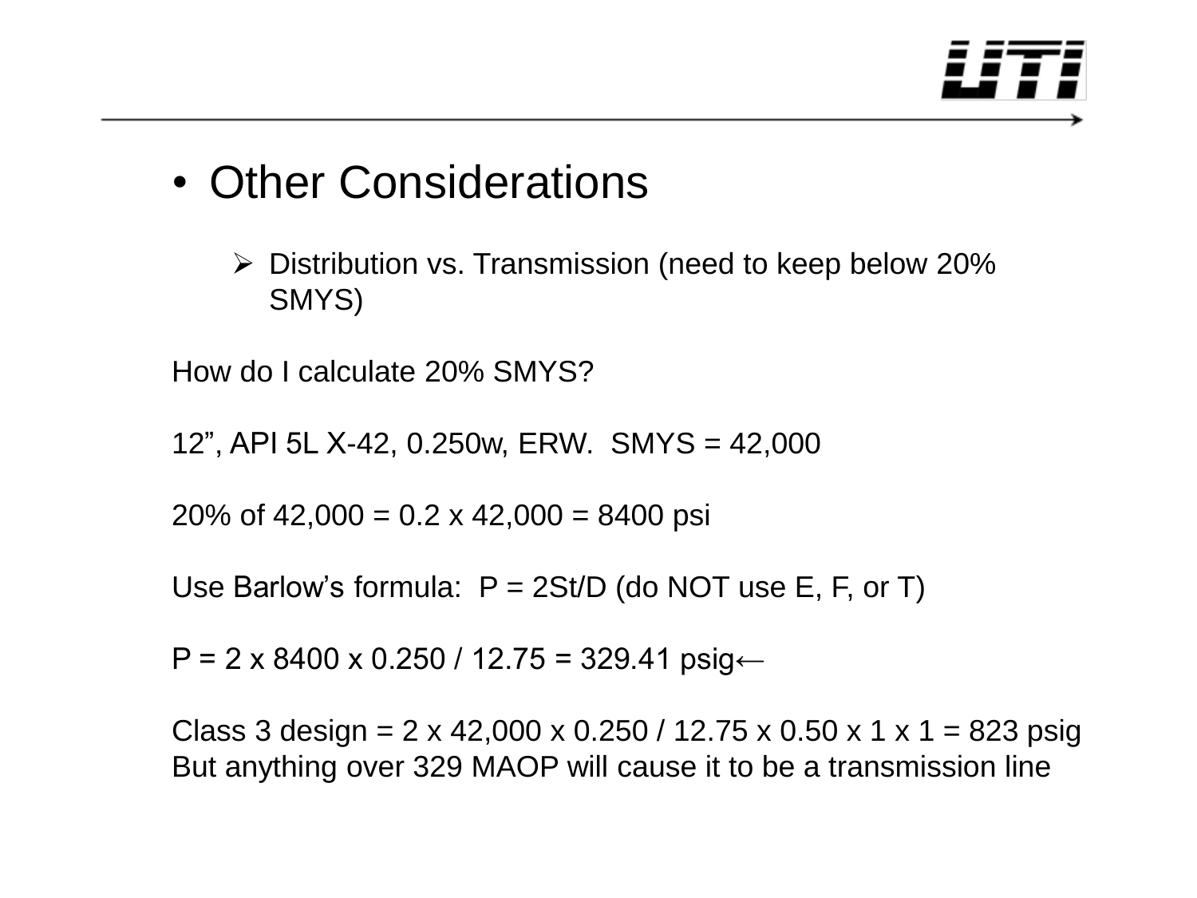- Other Considerations

  - Distribution vs. Transmission (need to keep below 20% SMYS)

How do I calculate 20% SMYS?

12”, API 5L X-42, 0.250w, ERW.  SMYS = 42,000

20% of 42,000 = 0.2 x 42,000 = 8400 psi

Use Barlow’s formula:  P = 2St/D (do NOT use E, F, or T)

P = 2 x 8400 x 0.250 / 12.75 = 329.41 psig←

Class 3 design = 2 x 42,000 x 0.250 / 12.75 x 0.50 x 1 x 1 = 823 psig
But anything over 329 MAOP will cause it to be a transmission line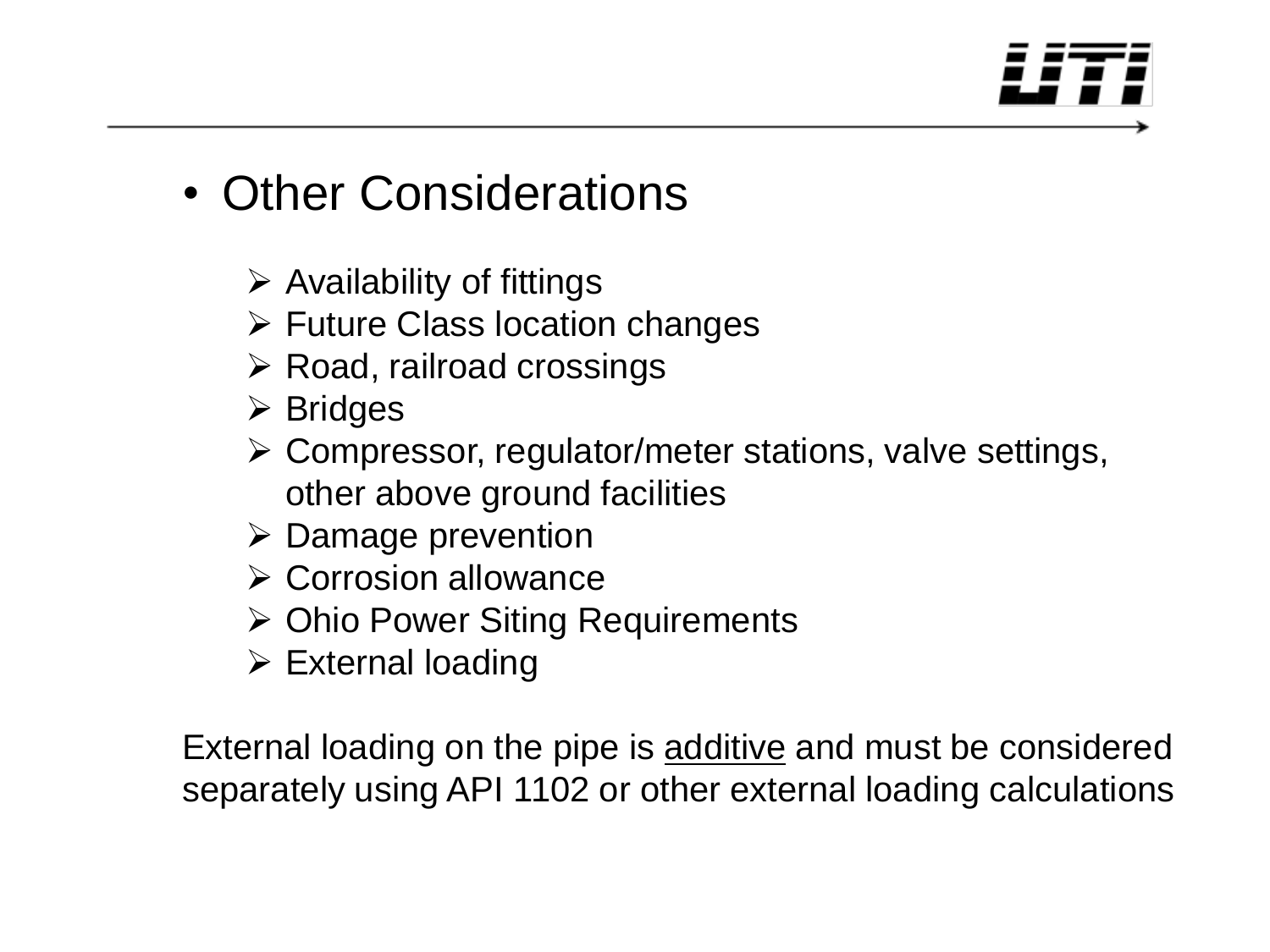- Other Considerations

  - Availability of fittings
  - Future Class location changes
  - Road, railroad crossings
  - Bridges
  - Compressor, regulator/meter stations, valve settings, other above ground facilities
  - Damage prevention
  - Corrosion allowance
  - Ohio Power Siting Requirements
  - External loading

External loading on the pipe is additive and must be considered separately using API 1102 or other external loading calculations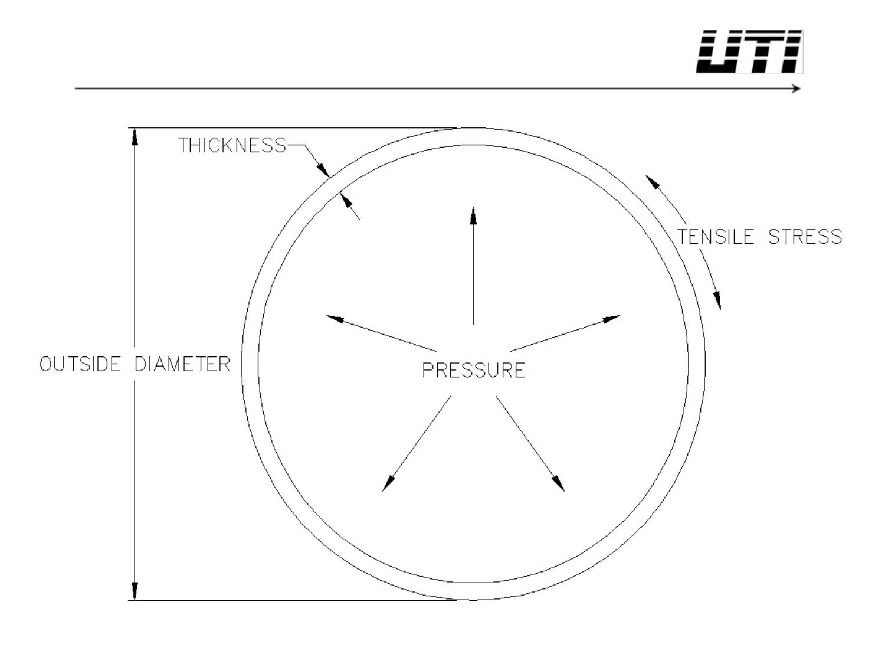THICKNESS

TENSILE STRESS

OUTSIDE DIAMETER

PRESSURE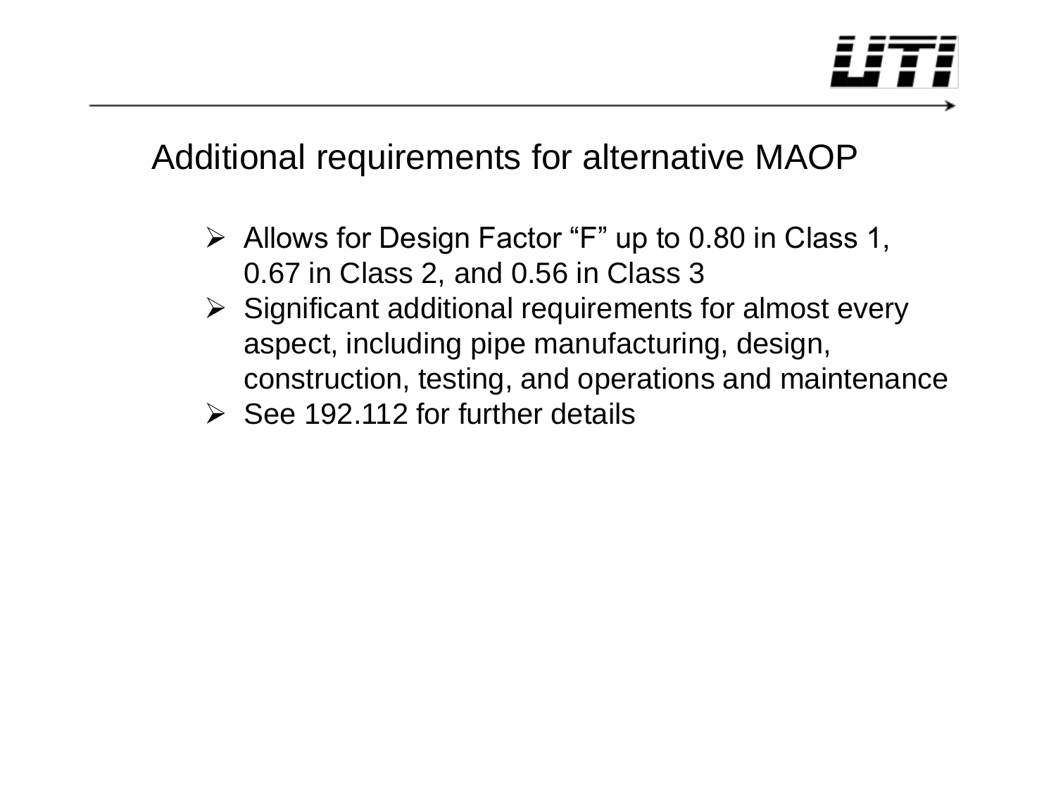## Additional requirements for alternative MAOP

- Allows for Design Factor “F” up to 0.80 in Class 1, 0.67 in Class 2, and 0.56 in Class 3
- Significant additional requirements for almost every aspect, including pipe manufacturing, design, construction, testing, and operations and maintenance
- See 192.112 for further details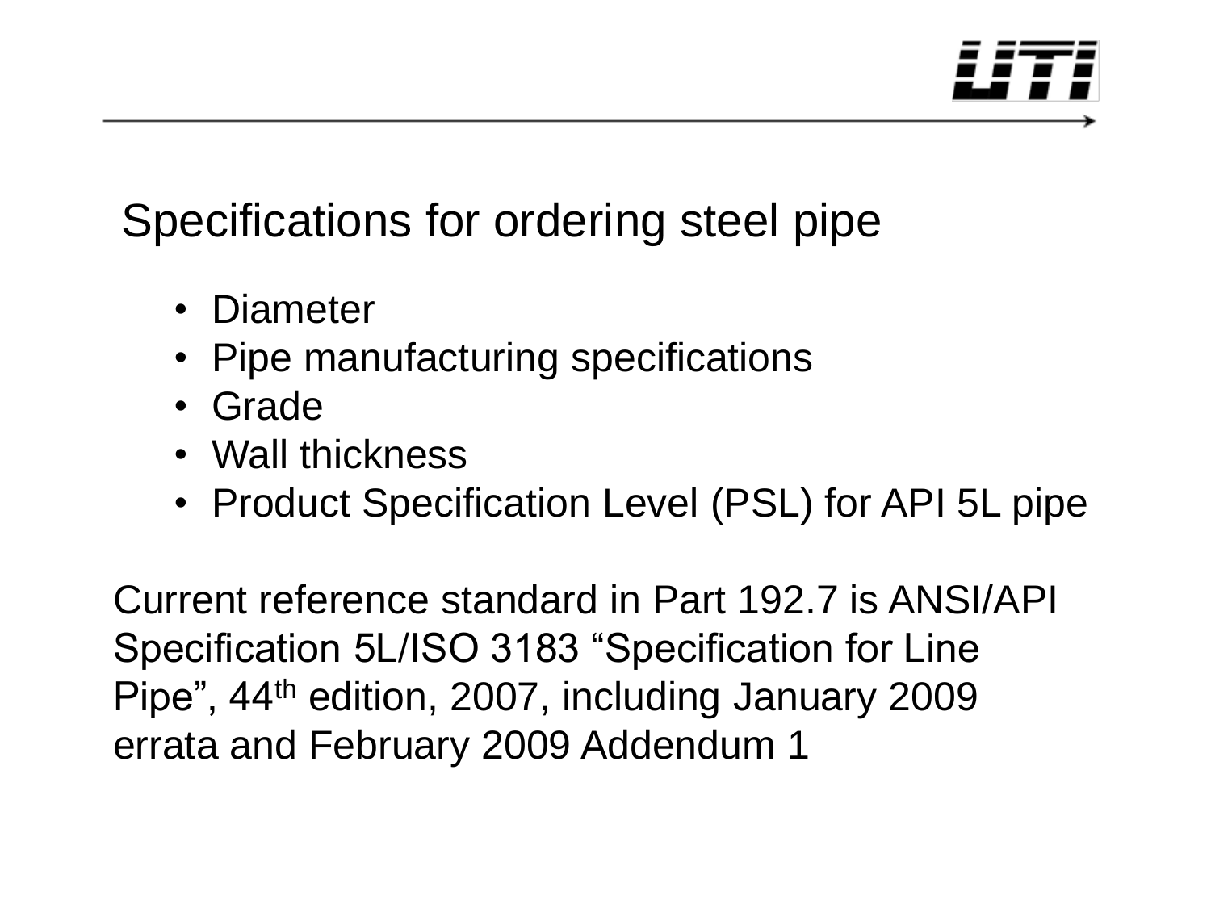# Specifications for ordering steel pipe

- Diameter
- Pipe manufacturing specifications
- Grade
- Wall thickness
- Product Specification Level (PSL) for API 5L pipe

Current reference standard in Part 192.7 is ANSI/API Specification 5L/ISO 3183 “Specification for Line Pipe”, 44th edition, 2007, including January 2009 errata and February 2009 Addendum 1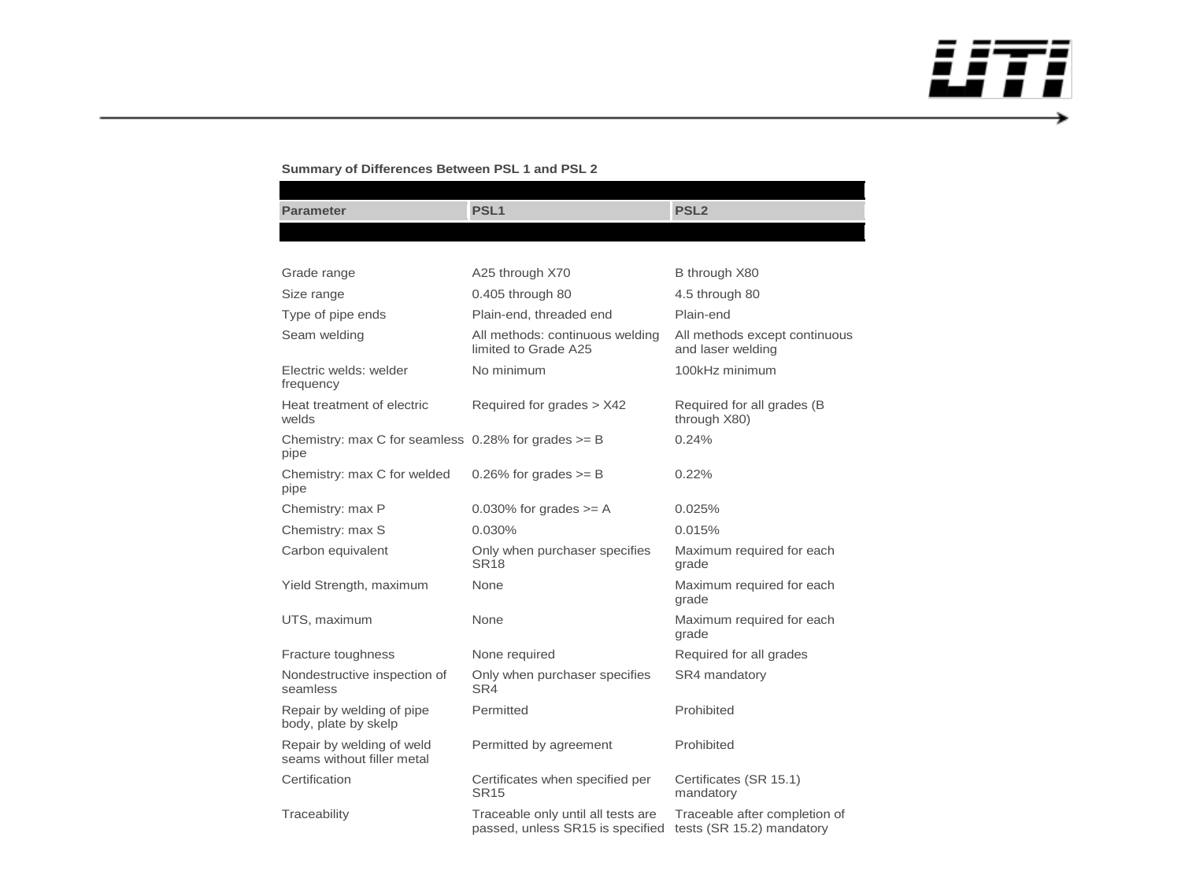**Summary of Differences Between PSL 1 and PSL 2**

| Parameter | PSL1 | PSL2 |
|---|---|---|
| Grade range | A25 through X70 | B through X80 |
| Size range | 0.405 through 80 | 4.5 through 80 |
| Type of pipe ends | Plain-end, threaded end | Plain-end |
| Seam welding | All methods: continuous welding limited to Grade A25 | All methods except continuous and laser welding |
| Electric welds: welder frequency | No minimum | 100kHz minimum |
| Heat treatment of electric welds | Required for grades > X42 | Required for all grades (B through X80) |
| Chemistry: max C for seamless pipe | 0.28% for grades >= B | 0.24% |
| Chemistry: max C for welded pipe | 0.26% for grades >= B | 0.22% |
| Chemistry: max P | 0.030% for grades >= A | 0.025% |
| Chemistry: max S | 0.030% | 0.015% |
| Carbon equivalent | Only when purchaser specifies SR18 | Maximum required for each grade |
| Yield Strength, maximum | None | Maximum required for each grade |
| UTS, maximum | None | Maximum required for each grade |
| Fracture toughness | None required | Required for all grades |
| Nondestructive inspection of seamless | Only when purchaser specifies SR4 | SR4 mandatory |
| Repair by welding of pipe body, plate by skelp | Permitted | Prohibited |
| Repair by welding of weld seams without filler metal | Permitted by agreement | Prohibited |
| Certification | Certificates when specified per SR15 | Certificates (SR 15.1) mandatory |
| Traceability | Traceable only until all tests are passed, unless SR15 is specified | Traceable after completion of tests (SR 15.2) mandatory |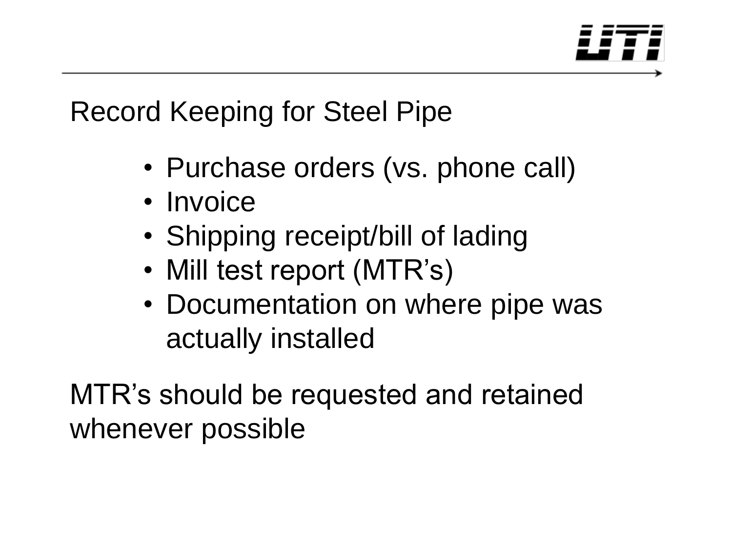## Record Keeping for Steel Pipe

- Purchase orders (vs. phone call)
- Invoice
- Shipping receipt/bill of lading
- Mill test report (MTR's)
- Documentation on where pipe was actually installed

MTR's should be requested and retained whenever possible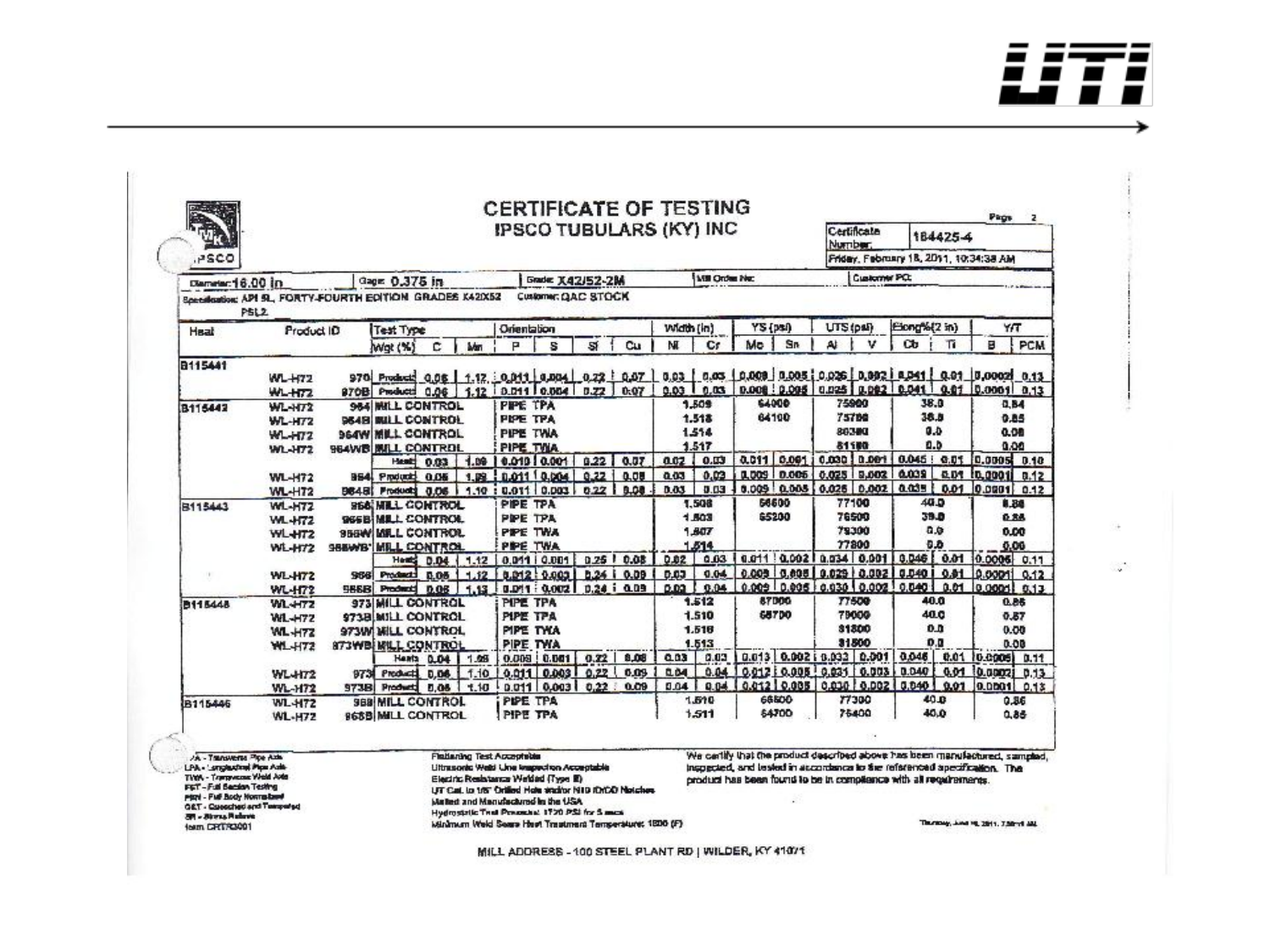# CERTIFICATE OF TESTING

## IPSCO TUBULARS (KY) INC

Page 2

Certificate Number: 184425-4

Friday, February 18, 2011, 10:34:38 AM

Diameter: 16.00 in | Gage: 0.375 in | Grade: X42/52-2M | Mill Order No: | Customer PO:

Specification: API 5L, FORTY-FOURTH EDITION GRADES X42X52 PSL2 | Customer: QAC STOCK

| Heat | Product ID | | Test Type | | | Orientation | | | | Width (in) | | YS (psi) | | UTS (psi) | | Elong%(2 in) | | Y/T | |
|---|---|---|---|---|---|---|---|---|---|---|---|---|---|---|---|---|---|---|---|
| | | | Wgt (%) | C | Mn | P | S | Si | Cu | Ni | Cr | Mo | Sn | Al | V | Cb | Ti | B | PCM |
| B115441 | | | | | | | | | | | | | | | | | | | |
| | WL-H72 | 970 | Product | 0.06 | 1.12 | 0.011 | 0.004 | 0.22 | 0.07 | 0.03 | 0.03 | 0.008 | 0.005 | 0.026 | 0.002 | 0.041 | 0.01 | 0.0002 | 0.13 |
| | WL-H72 | 970B | Product | 0.06 | 1.12 | 0.011 | 0.004 | 0.22 | 0.07 | 0.03 | 0.03 | 0.008 | 0.005 | 0.025 | 0.002 | 0.041 | 0.01 | 0.0001 | 0.13 |
| B115442 | WL-H72 | 964 | MILL CONTROL | | | PIPE | TPA | | | | 1.509 | 64000 | | 75900 | | 38.0 | | | 0.84 |
| | WL-H72 | 964B | MILL CONTROL | | | PIPE | TPA | | | | 1.518 | 64100 | | 75700 | | 38.0 | | | 0.85 |
| | WL-H72 | 964W | MILL CONTROL | | | PIPE | TWA | | | | 1.514 | | | 80300 | | 0.0 | | | 0.00 |
| | WL-H72 | 964WB | MILL CONTROL | | | PIPE | TWA | | | | 1.517 | | | 81100 | | 0.0 | | | 0.00 |
| | | | Heat | 0.03 | 1.09 | 0.010 | 0.001 | 0.22 | 0.07 | 0.02 | 0.03 | 0.011 | 0.001 | 0.030 | 0.001 | 0.045 | 0.01 | 0.0005 | 0.10 |
| | WL-H72 | 964 | Product | 0.06 | 1.09 | 0.011 | 0.004 | 0.22 | 0.08 | 0.03 | 0.03 | 0.009 | 0.005 | 0.025 | 0.002 | 0.039 | 0.01 | 0.0001 | 0.12 |
| | WL-H72 | 964B | Product | 0.06 | 1.10 | 0.011 | 0.003 | 0.22 | 0.08 | 0.03 | 0.03 | 0.009 | 0.005 | 0.026 | 0.002 | 0.039 | 0.01 | 0.0001 | 0.12 |
| B115443 | WL-H72 | 966 | MILL CONTROL | | | PIPE | TPA | | | | 1.508 | 66600 | | 77100 | | 40.0 | | | 0.86 |
| | WL-H72 | 966B | MILL CONTROL | | | PIPE | TPA | | | | 1.503 | 65200 | | 76500 | | 39.0 | | | 0.85 |
| | WL-H72 | 966W | MILL CONTROL | | | PIPE | TWA | | | | 1.507 | | | 79300 | | 0.0 | | | 0.00 |
| | WL-H72 | 966WB | MILL CONTROL | | | PIPE | TWA | | | | 1.514 | | | 77800 | | 0.0 | | | 0.00 |
| | | | Heat | 0.04 | 1.12 | 0.011 | 0.001 | 0.25 | 0.08 | 0.02 | 0.03 | 0.011 | 0.002 | 0.034 | 0.001 | 0.046 | 0.01 | 0.0006 | 0.11 |
| | WL-H72 | 966 | Product | 0.06 | 1.12 | 0.012 | 0.003 | 0.24 | 0.09 | 0.03 | 0.04 | 0.009 | 0.005 | 0.029 | 0.002 | 0.040 | 0.01 | 0.0001 | 0.12 |
| | WL-H72 | 966B | Product | 0.06 | 1.13 | 0.011 | 0.002 | 0.24 | 0.09 | 0.03 | 0.04 | 0.009 | 0.005 | 0.030 | 0.002 | 0.040 | 0.01 | 0.0001 | 0.13 |
| B115448 | WL-H72 | 973 | MILL CONTROL | | | PIPE | TPA | | | | 1.512 | 67000 | | 77500 | | 40.0 | | | 0.86 |
| | WL-H72 | 973B | MILL CONTROL | | | PIPE | TPA | | | | 1.510 | 68700 | | 79000 | | 40.0 | | | 0.87 |
| | WL-H72 | 973W | MILL CONTROL | | | PIPE | TWA | | | | 1.516 | | | 81300 | | 0.0 | | | 0.00 |
| | WL-H72 | 973WB | MILL CONTROL | | | PIPE | TWA | | | | 1.513 | | | 81800 | | 0.0 | | | 0.00 |
| | | | Heats | 0.04 | 1.08 | 0.009 | 0.001 | 0.22 | 0.08 | 0.03 | 0.03 | 0.013 | 0.002 | 0.032 | 0.001 | 0.046 | 0.01 | 0.0006 | 0.11 |
| | WL-H72 | 973 | Product | 0.06 | 1.10 | 0.011 | 0.003 | 0.22 | 0.09 | 0.04 | 0.04 | 0.012 | 0.005 | 0.031 | 0.003 | 0.040 | 0.01 | 0.0002 | 0.13 |
| | WL-H72 | 973B | Product | 0.06 | 1.10 | 0.011 | 0.003 | 0.22 | 0.09 | 0.04 | 0.04 | 0.012 | 0.005 | 0.030 | 0.002 | 0.040 | 0.01 | 0.0001 | 0.13 |
| B115446 | WL-H72 | 968 | MILL CONTROL | | | PIPE | TPA | | | | 1.510 | 66500 | | 77300 | | 40.0 | | | 0.86 |
| | WL-H72 | 968B | MILL CONTROL | | | PIPE | TPA | | | | 1.511 | 64700 | | 75400 | | 40.0 | | | 0.86 |

TPA - Transverse Pipe Axis
LPA - Longitudinal Pipe Axis
TWA - Transverse Weld Axis
FST - Full Section Testing
FBN - Full Body Normalized
Q&T - Quenched and Tempered
SR - Stress Relieve
form CRTR3001

Flattening Test Acceptable
Ultrasonic Weld Line Inspection Acceptable
Electric Resistance Welded (Type II)
UT Cal. to 1/8" Drilled Hole and/or N10 ID/OD Notches
Melted and Manufactured in the USA
Hydrostatic Test Pressure: 1720 PSI for 5 secs
Minimum Weld Seam Heat Treatment Temperature: 1600 (F)

We certify that the product described above has been manufactured, sampled, inspected, and tested in accordance to the referenced specification. The product has been found to be in compliance with all requirements.

Thursday, June 16, 2011, 7:38:11 AM

MILL ADDRESS - 100 STEEL PLANT RD | WILDER, KY 41071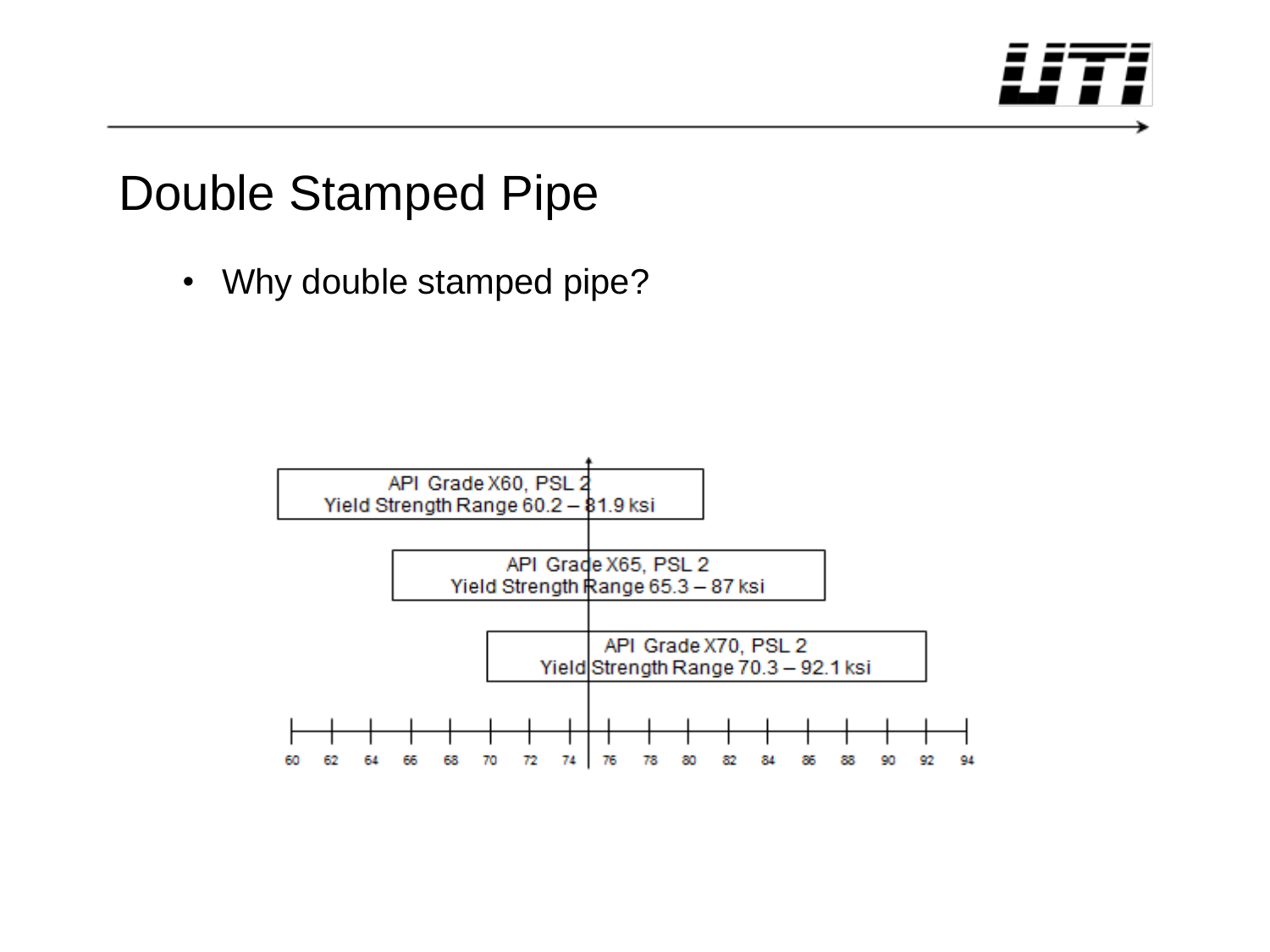# Double Stamped Pipe

- Why double stamped pipe?

API Grade X60, PSL 2
Yield Strength Range 60.2 – 81.9 ksi

API Grade X65, PSL 2
Yield Strength Range 65.3 – 87 ksi

API Grade X70, PSL 2
Yield Strength Range 70.3 – 92.1 ksi

60 62 64 66 68 70 72 74 76 78 80 82 84 86 88 90 92 94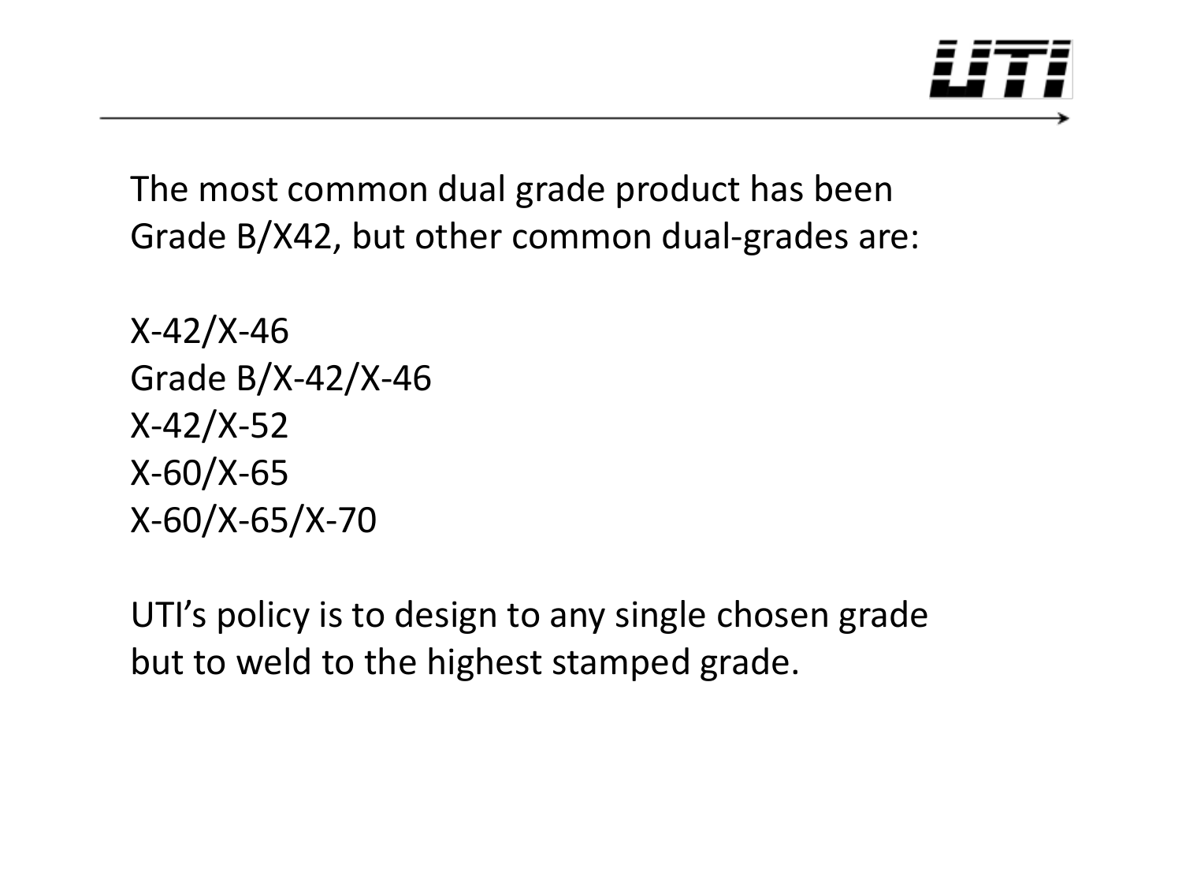The most common dual grade product has been Grade B/X42, but other common dual-grades are:

X-42/X-46
Grade B/X-42/X-46
X-42/X-52
X-60/X-65
X-60/X-65/X-70

UTI's policy is to design to any single chosen grade but to weld to the highest stamped grade.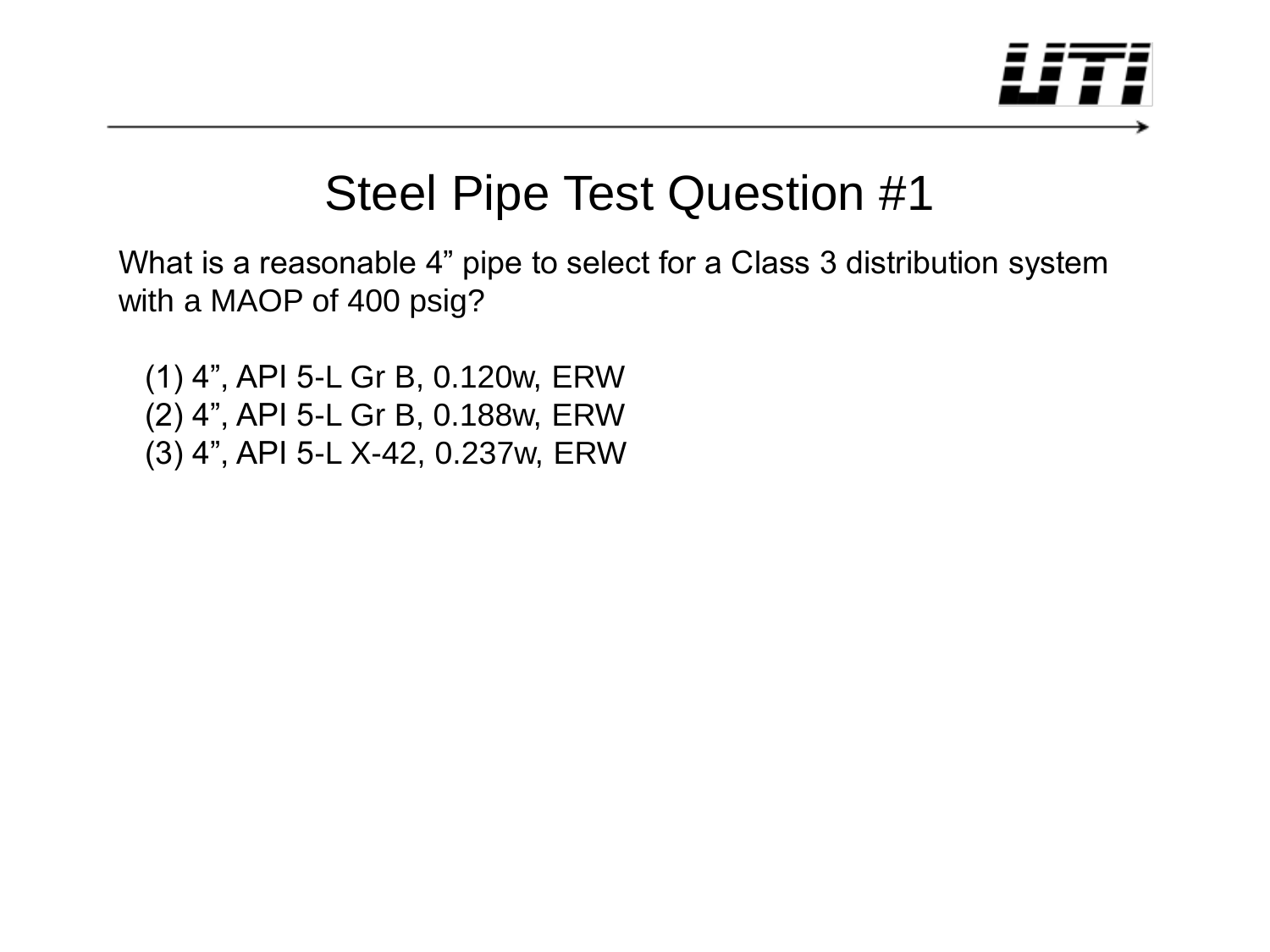# Steel Pipe Test Question #1

What is a reasonable 4” pipe to select for a Class 3 distribution system with a MAOP of 400 psig?

(1) 4”, API 5-L Gr B, 0.120w, ERW
(2) 4”, API 5-L Gr B, 0.188w, ERW
(3) 4”, API 5-L X-42, 0.237w, ERW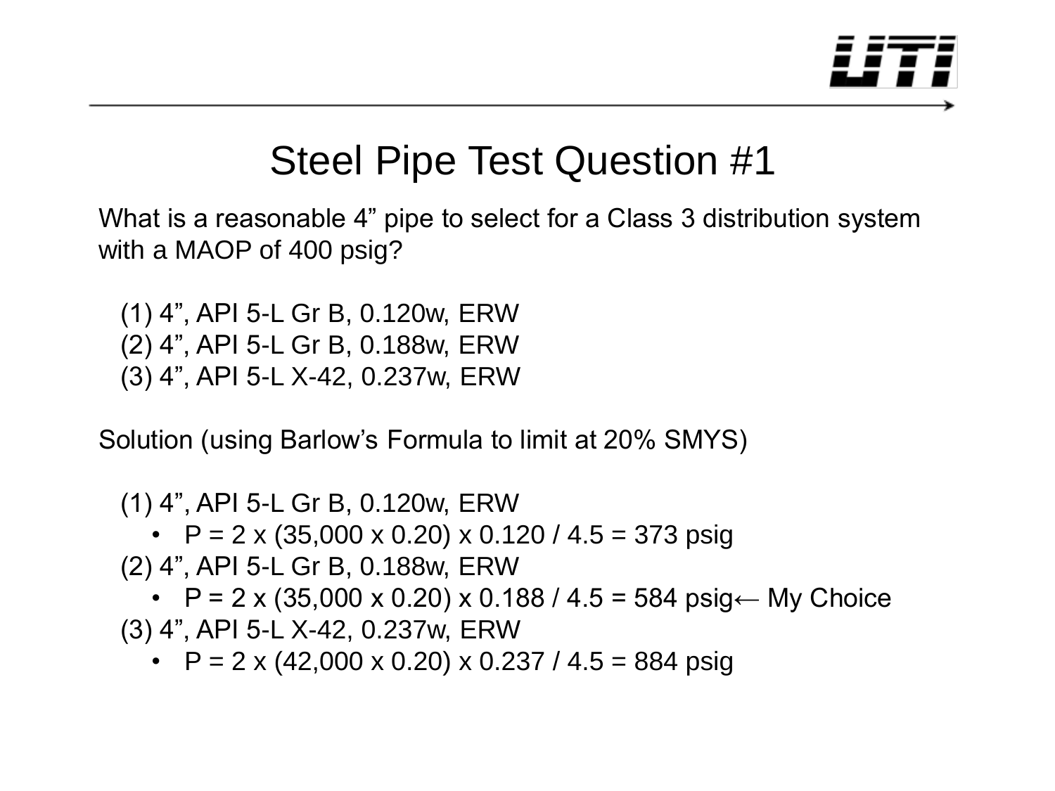# Steel Pipe Test Question #1

What is a reasonable 4” pipe to select for a Class 3 distribution system with a MAOP of 400 psig?

(1) 4”, API 5-L Gr B, 0.120w, ERW
(2) 4”, API 5-L Gr B, 0.188w, ERW
(3) 4”, API 5-L X-42, 0.237w, ERW

Solution (using Barlow’s Formula to limit at 20% SMYS)

(1) 4”, API 5-L Gr B, 0.120w, ERW
- $P = 2 \times (35{,}000 \times 0.20) \times 0.120 / 4.5 = 373$ psig

(2) 4”, API 5-L Gr B, 0.188w, ERW
- $P = 2 \times (35{,}000 \times 0.20) \times 0.188 / 4.5 = 584$ psig ← My Choice

(3) 4”, API 5-L X-42, 0.237w, ERW
- $P = 2 \times (42{,}000 \times 0.20) \times 0.237 / 4.5 = 884$ psig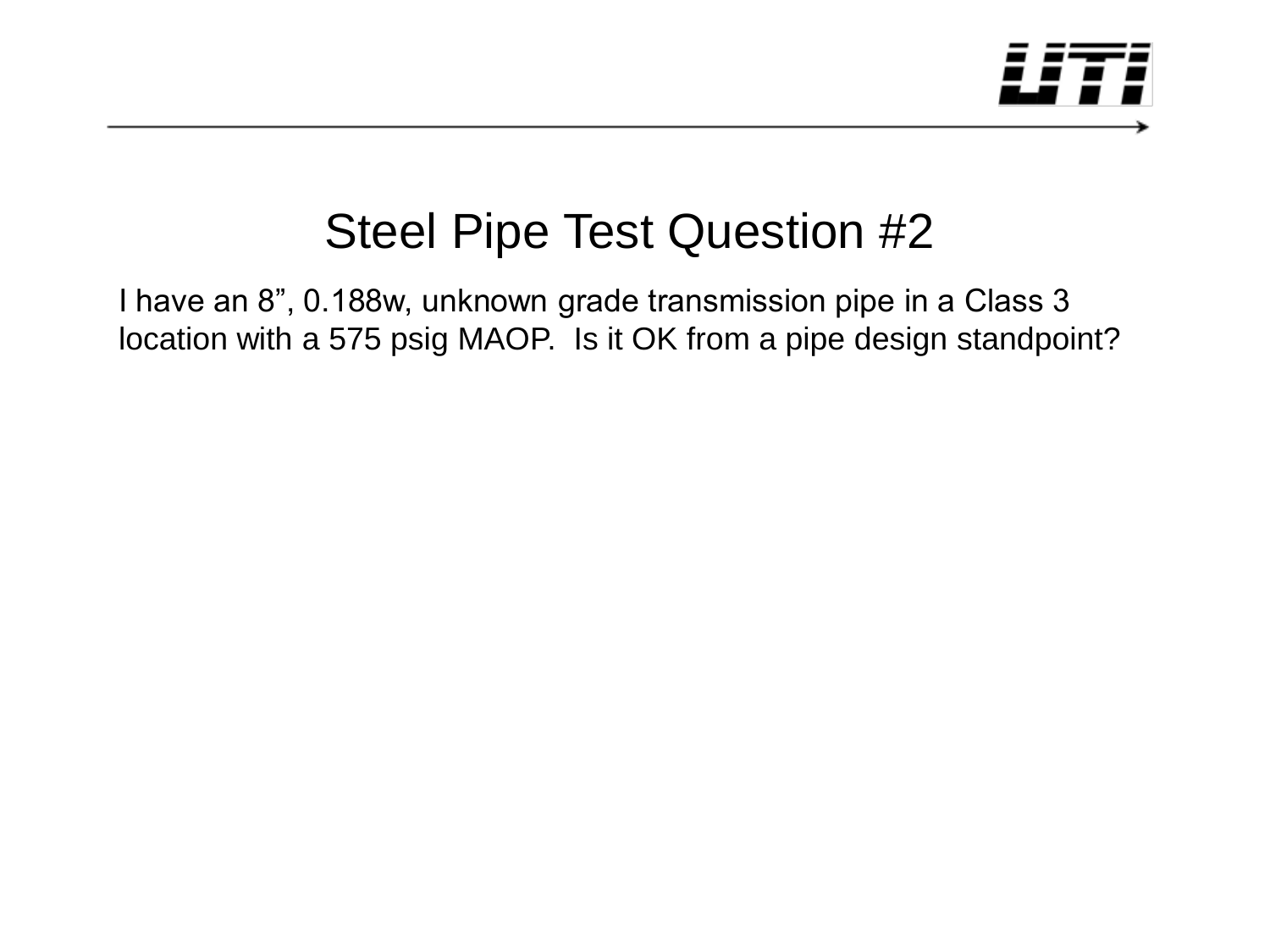# Steel Pipe Test Question #2

I have an 8”, 0.188w, unknown grade transmission pipe in a Class 3 location with a 575 psig MAOP. Is it OK from a pipe design standpoint?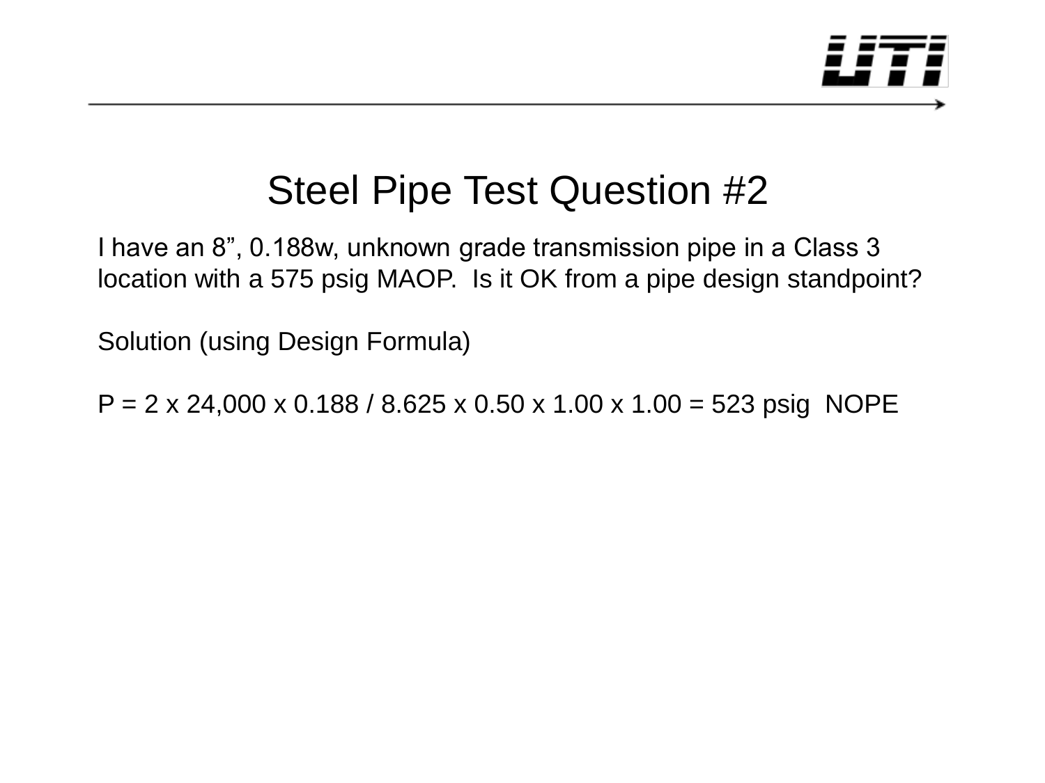# Steel Pipe Test Question #2

I have an 8", 0.188w, unknown grade transmission pipe in a Class 3 location with a 575 psig MAOP. Is it OK from a pipe design standpoint?

Solution (using Design Formula)

$P = 2 \times 24{,}000 \times 0.188 / 8.625 \times 0.50 \times 1.00 \times 1.00 = 523$ psig NOPE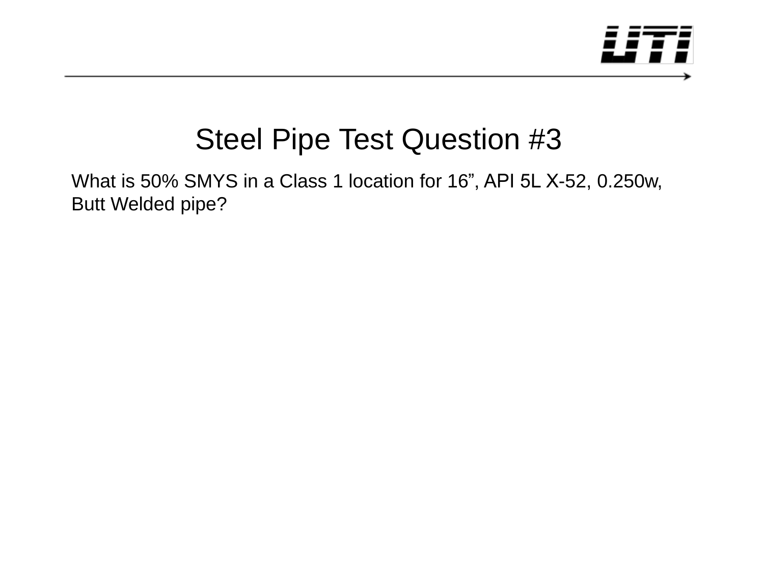# Steel Pipe Test Question #3

What is 50% SMYS in a Class 1 location for 16”, API 5L X-52, 0.250w, Butt Welded pipe?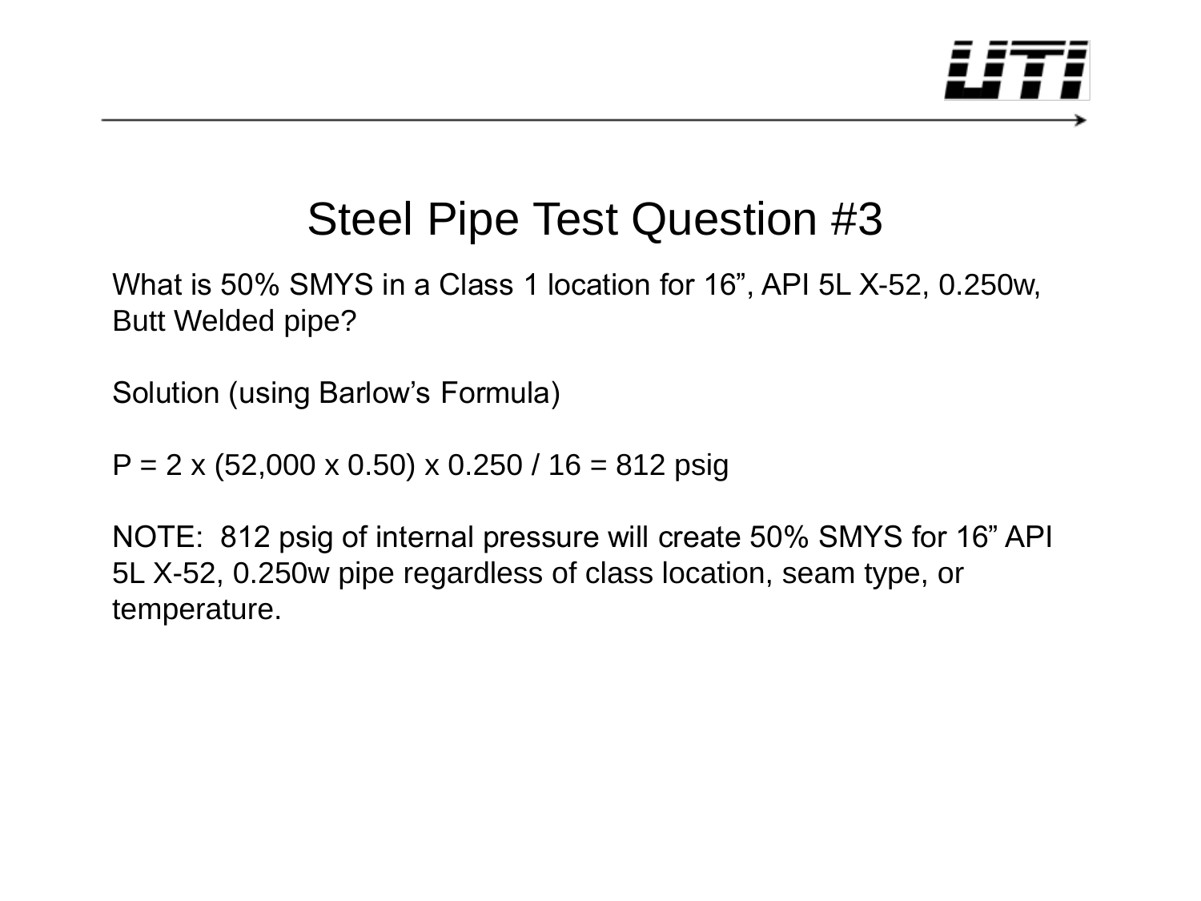# Steel Pipe Test Question #3

What is 50% SMYS in a Class 1 location for 16”, API 5L X-52, 0.250w, Butt Welded pipe?

Solution (using Barlow’s Formula)

$P = 2 \times (52{,}000 \times 0.50) \times 0.250 / 16 = 812$ psig

NOTE: 812 psig of internal pressure will create 50% SMYS for 16” API 5L X-52, 0.250w pipe regardless of class location, seam type, or temperature.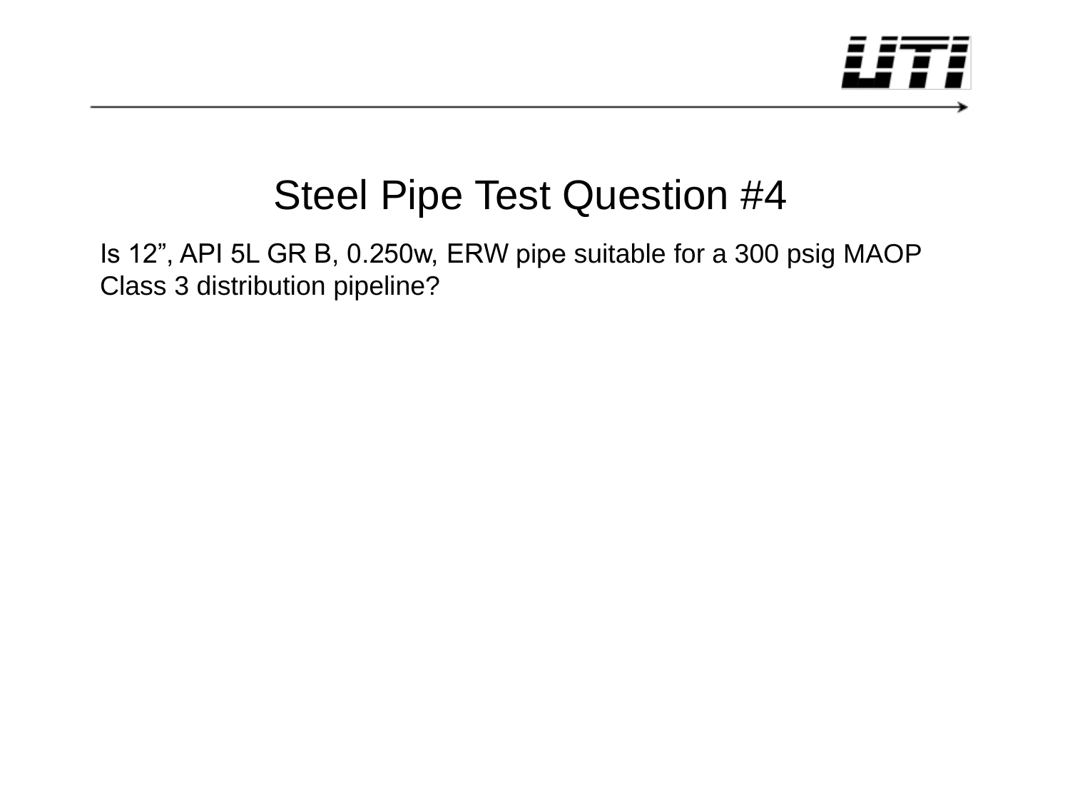# Steel Pipe Test Question #4

Is 12”, API 5L GR B, 0.250w, ERW pipe suitable for a 300 psig MAOP Class 3 distribution pipeline?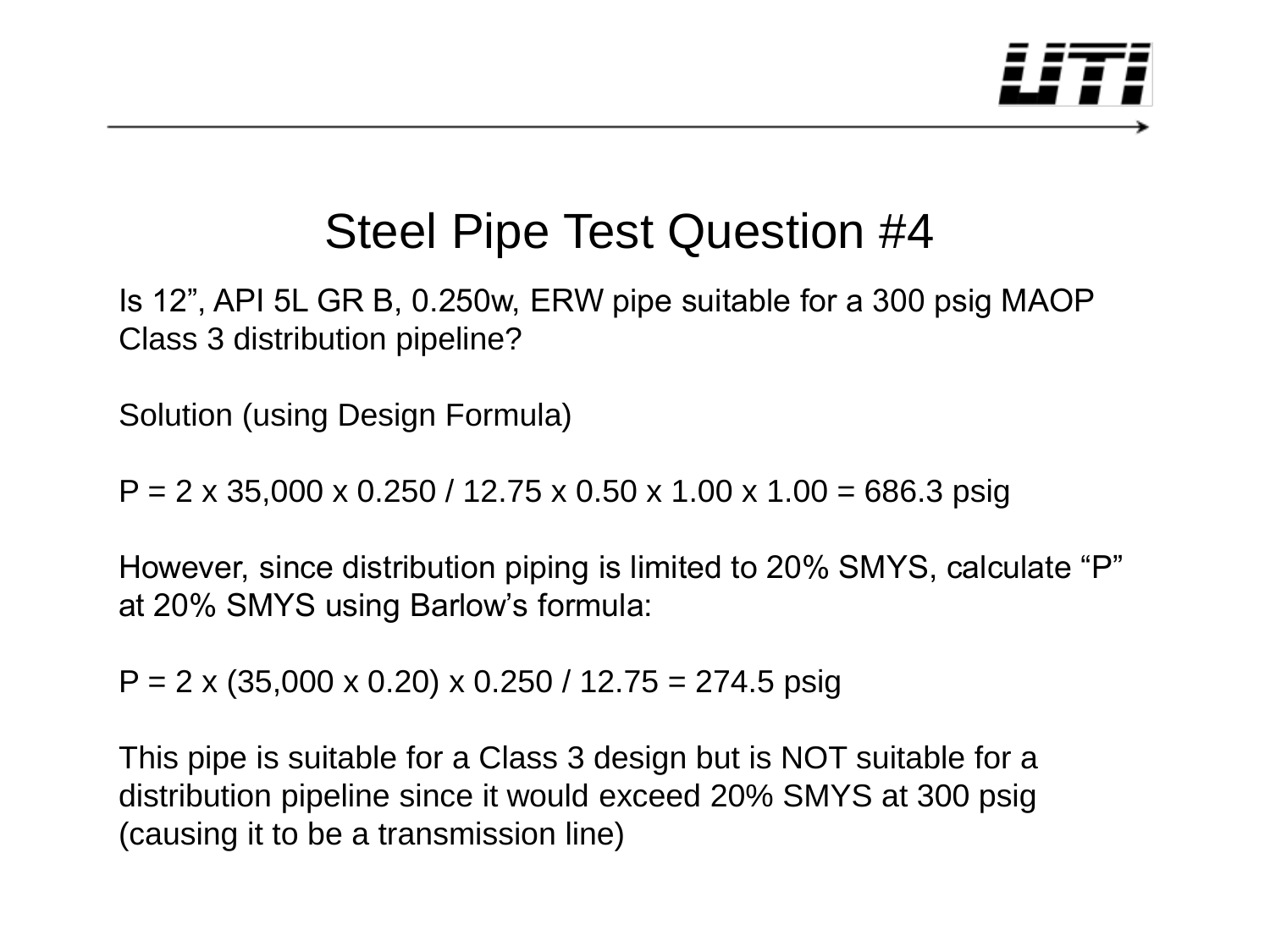# Steel Pipe Test Question #4

Is 12”, API 5L GR B, 0.250w, ERW pipe suitable for a 300 psig MAOP Class 3 distribution pipeline?

Solution (using Design Formula)

$$P = 2 \times 35{,}000 \times 0.250 / 12.75 \times 0.50 \times 1.00 \times 1.00 = 686.3 \text{ psig}$$

However, since distribution piping is limited to 20% SMYS, calculate “P” at 20% SMYS using Barlow’s formula:

$$P = 2 \times (35{,}000 \times 0.20) \times 0.250 / 12.75 = 274.5 \text{ psig}$$

This pipe is suitable for a Class 3 design but is NOT suitable for a distribution pipeline since it would exceed 20% SMYS at 300 psig (causing it to be a transmission line)